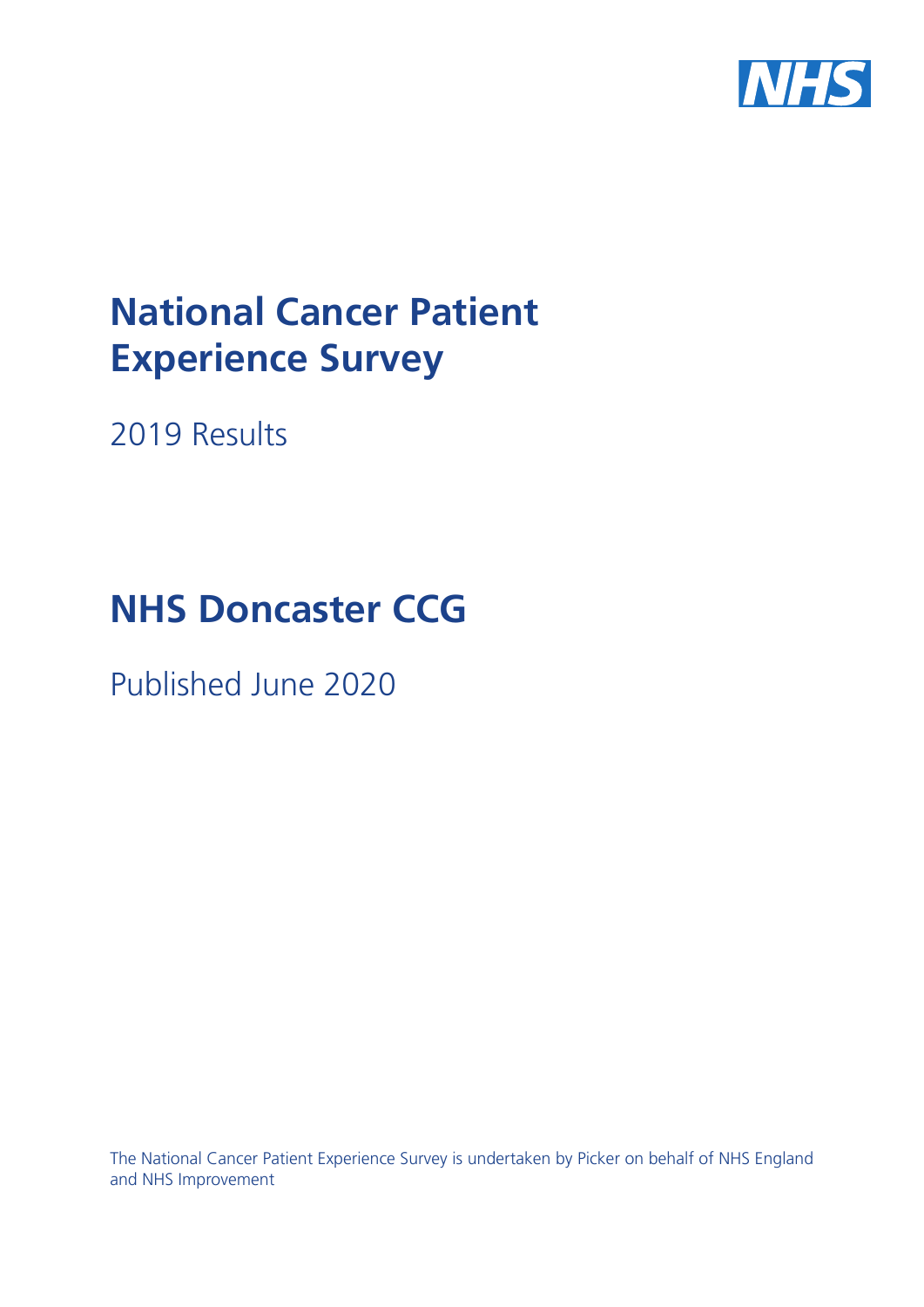# National Cancer Patient Experience Survey

2019 Results

# NHS Doncaster CCG

Published June 2020

The National Cancer Patient Experience Survey is undertaken by Picker on behalf of NHS England and NHS Improvement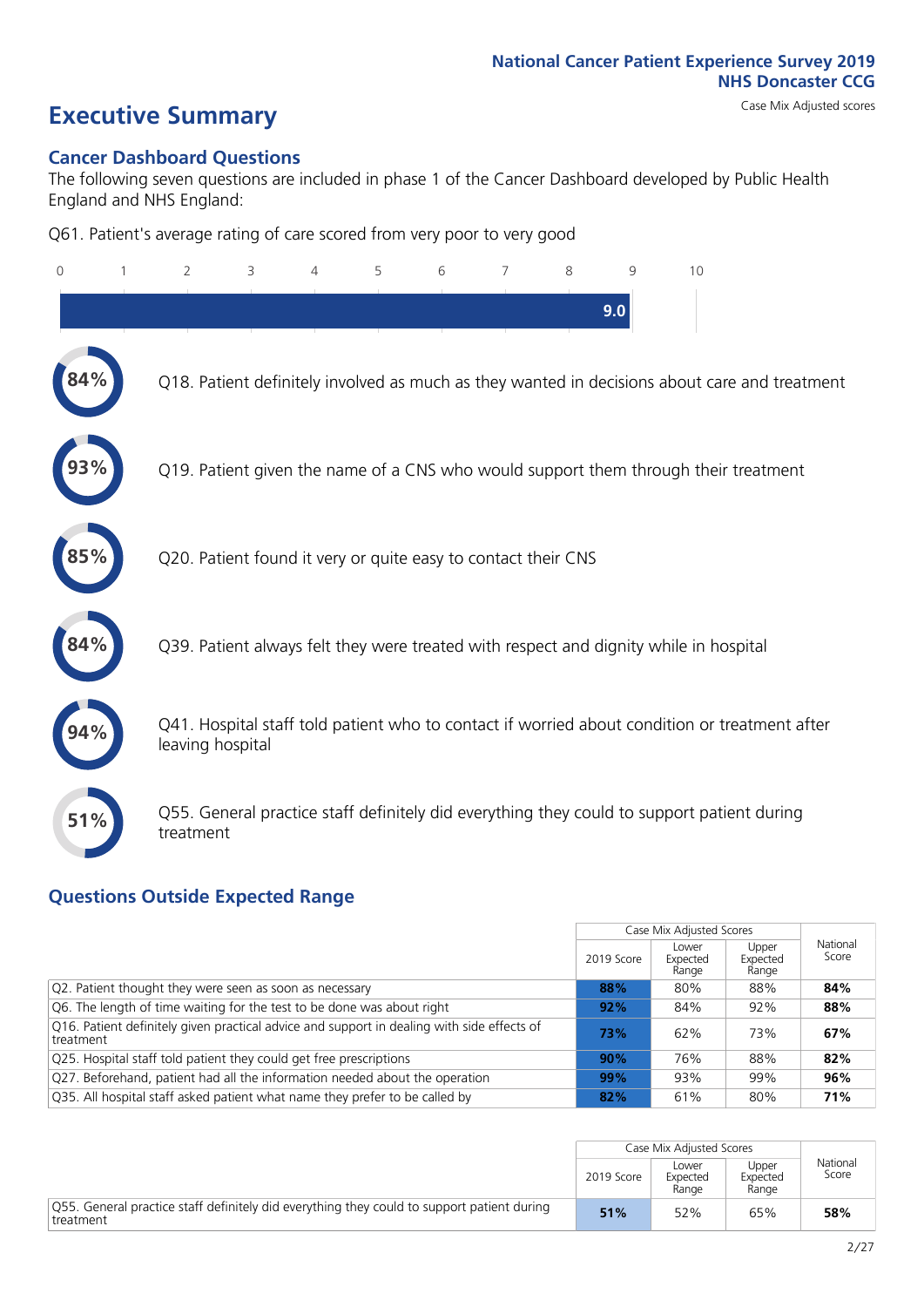# Executive Summary

Case Mix Adjusted scores

## Cancer Dashboard Questions

The following seven questions are included in phase 1 of the Cancer Dashboard developed by Public Health England and NHS England:

Q61. Patient's average rating of care scored from very poor to very good

0 1 2 3 4 5 6 7 8 9 10

9.0

84% Q18. Patient definitely involved as much as they wanted in decisions about care and treatment

93% Q19. Patient given the name of a CNS who would support them through their treatment

85% Q20. Patient found it very or quite easy to contact their CNS

84% Q39. Patient always felt they were treated with respect and dignity while in hospital

94% Q41. Hospital staff told patient who to contact if worried about condition or treatment after leaving hospital

51% Q55. General practice staff definitely did everything they could to support patient during treatment

## Questions Outside Expected Range

| | Case Mix Adjusted Scores | | | National Score |
|---|---|---|---|---|
| | 2019 Score | Lower Expected Range | Upper Expected Range | |
| Q2. Patient thought they were seen as soon as necessary | **88%** | 80% | 88% | **84%** |
| Q6. The length of time waiting for the test to be done was about right | **92%** | 84% | 92% | **88%** |
| Q16. Patient definitely given practical advice and support in dealing with side effects of treatment | **73%** | 62% | 73% | **67%** |
| Q25. Hospital staff told patient they could get free prescriptions | **90%** | 76% | 88% | **82%** |
| Q27. Beforehand, patient had all the information needed about the operation | **99%** | 93% | 99% | **96%** |
| Q35. All hospital staff asked patient what name they prefer to be called by | **82%** | 61% | 80% | **71%** |

| | Case Mix Adjusted Scores | | | National Score |
|---|---|---|---|---|
| | 2019 Score | Lower Expected Range | Upper Expected Range | |
| Q55. General practice staff definitely did everything they could to support patient during treatment | **51%** | 52% | 65% | **58%** |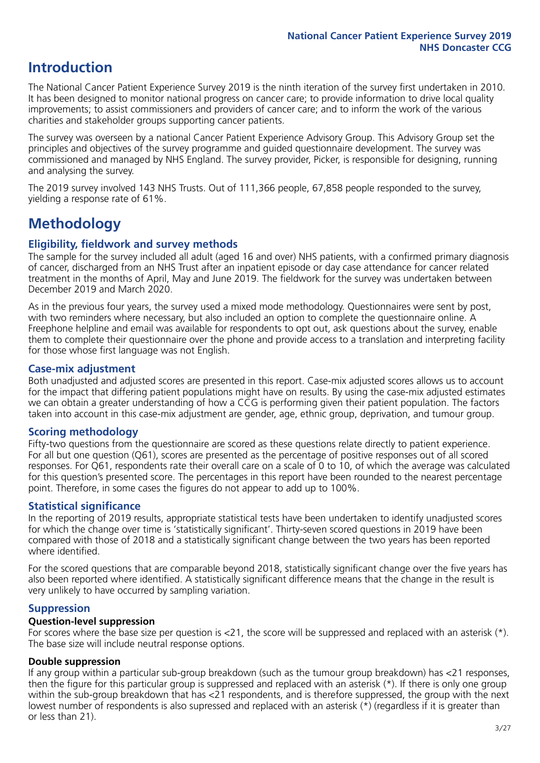# Introduction

The National Cancer Patient Experience Survey 2019 is the ninth iteration of the survey first undertaken in 2010. It has been designed to monitor national progress on cancer care; to provide information to drive local quality improvements; to assist commissioners and providers of cancer care; and to inform the work of the various charities and stakeholder groups supporting cancer patients.

The survey was overseen by a national Cancer Patient Experience Advisory Group. This Advisory Group set the principles and objectives of the survey programme and guided questionnaire development. The survey was commissioned and managed by NHS England. The survey provider, Picker, is responsible for designing, running and analysing the survey.

The 2019 survey involved 143 NHS Trusts. Out of 111,366 people, 67,858 people responded to the survey, yielding a response rate of 61%.

# Methodology

## Eligibility, fieldwork and survey methods

The sample for the survey included all adult (aged 16 and over) NHS patients, with a confirmed primary diagnosis of cancer, discharged from an NHS Trust after an inpatient episode or day case attendance for cancer related treatment in the months of April, May and June 2019. The fieldwork for the survey was undertaken between December 2019 and March 2020.

As in the previous four years, the survey used a mixed mode methodology. Questionnaires were sent by post, with two reminders where necessary, but also included an option to complete the questionnaire online. A Freephone helpline and email was available for respondents to opt out, ask questions about the survey, enable them to complete their questionnaire over the phone and provide access to a translation and interpreting facility for those whose first language was not English.

## Case-mix adjustment

Both unadjusted and adjusted scores are presented in this report. Case-mix adjusted scores allows us to account for the impact that differing patient populations might have on results. By using the case-mix adjusted estimates we can obtain a greater understanding of how a CCG is performing given their patient population. The factors taken into account in this case-mix adjustment are gender, age, ethnic group, deprivation, and tumour group.

## Scoring methodology

Fifty-two questions from the questionnaire are scored as these questions relate directly to patient experience. For all but one question (Q61), scores are presented as the percentage of positive responses out of all scored responses. For Q61, respondents rate their overall care on a scale of 0 to 10, of which the average was calculated for this question's presented score. The percentages in this report have been rounded to the nearest percentage point. Therefore, in some cases the figures do not appear to add up to 100%.

## Statistical significance

In the reporting of 2019 results, appropriate statistical tests have been undertaken to identify unadjusted scores for which the change over time is 'statistically significant'. Thirty-seven scored questions in 2019 have been compared with those of 2018 and a statistically significant change between the two years has been reported where identified.

For the scored questions that are comparable beyond 2018, statistically significant change over the five years has also been reported where identified. A statistically significant difference means that the change in the result is very unlikely to have occurred by sampling variation.

## Suppression

### Question-level suppression

For scores where the base size per question is <21, the score will be suppressed and replaced with an asterisk (*). The base size will include neutral response options.

### Double suppression

If any group within a particular sub-group breakdown (such as the tumour group breakdown) has <21 responses, then the figure for this particular group is suppressed and replaced with an asterisk (*). If there is only one group within the sub-group breakdown that has <21 respondents, and is therefore suppressed, the group with the next lowest number of respondents is also supressed and replaced with an asterisk (*) (regardless if it is greater than or less than 21).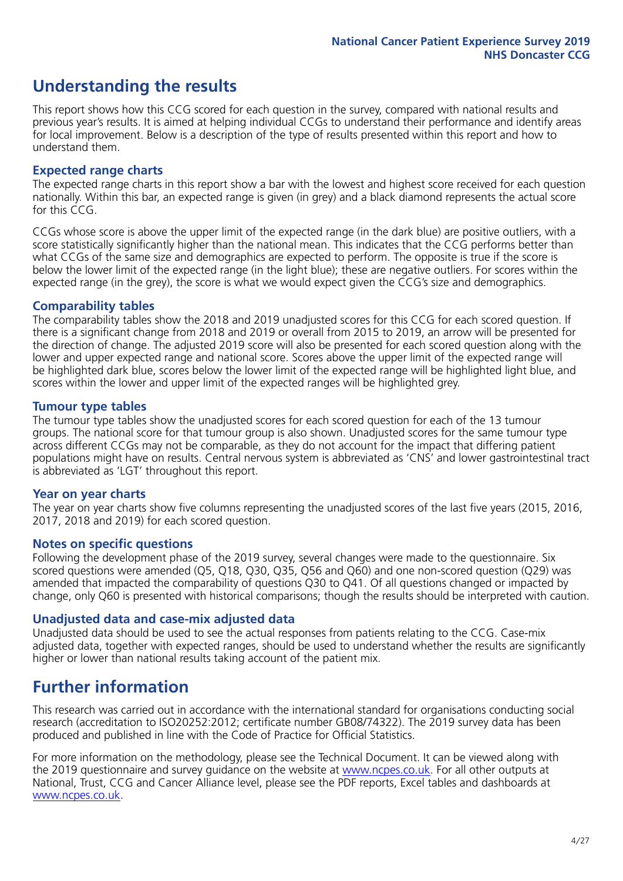# Understanding the results

This report shows how this CCG scored for each question in the survey, compared with national results and previous year's results. It is aimed at helping individual CCGs to understand their performance and identify areas for local improvement. Below is a description of the type of results presented within this report and how to understand them.

## Expected range charts

The expected range charts in this report show a bar with the lowest and highest score received for each question nationally. Within this bar, an expected range is given (in grey) and a black diamond represents the actual score for this CCG.

CCGs whose score is above the upper limit of the expected range (in the dark blue) are positive outliers, with a score statistically significantly higher than the national mean. This indicates that the CCG performs better than what CCGs of the same size and demographics are expected to perform. The opposite is true if the score is below the lower limit of the expected range (in the light blue); these are negative outliers. For scores within the expected range (in the grey), the score is what we would expect given the CCG's size and demographics.

## Comparability tables

The comparability tables show the 2018 and 2019 unadjusted scores for this CCG for each scored question. If there is a significant change from 2018 and 2019 or overall from 2015 to 2019, an arrow will be presented for the direction of change. The adjusted 2019 score will also be presented for each scored question along with the lower and upper expected range and national score. Scores above the upper limit of the expected range will be highlighted dark blue, scores below the lower limit of the expected range will be highlighted light blue, and scores within the lower and upper limit of the expected ranges will be highlighted grey.

## Tumour type tables

The tumour type tables show the unadjusted scores for each scored question for each of the 13 tumour groups. The national score for that tumour group is also shown. Unadjusted scores for the same tumour type across different CCGs may not be comparable, as they do not account for the impact that differing patient populations might have on results. Central nervous system is abbreviated as 'CNS' and lower gastrointestinal tract is abbreviated as 'LGT' throughout this report.

## Year on year charts

The year on year charts show five columns representing the unadjusted scores of the last five years (2015, 2016, 2017, 2018 and 2019) for each scored question.

## Notes on specific questions

Following the development phase of the 2019 survey, several changes were made to the questionnaire. Six scored questions were amended (Q5, Q18, Q30, Q35, Q56 and Q60) and one non-scored question (Q29) was amended that impacted the comparability of questions Q30 to Q41. Of all questions changed or impacted by change, only Q60 is presented with historical comparisons; though the results should be interpreted with caution.

## Unadjusted data and case-mix adjusted data

Unadjusted data should be used to see the actual responses from patients relating to the CCG. Case-mix adjusted data, together with expected ranges, should be used to understand whether the results are significantly higher or lower than national results taking account of the patient mix.

# Further information

This research was carried out in accordance with the international standard for organisations conducting social research (accreditation to ISO20252:2012; certificate number GB08/74322). The 2019 survey data has been produced and published in line with the Code of Practice for Official Statistics.

For more information on the methodology, please see the Technical Document. It can be viewed along with the 2019 questionnaire and survey guidance on the website at www.ncpes.co.uk. For all other outputs at National, Trust, CCG and Cancer Alliance level, please see the PDF reports, Excel tables and dashboards at www.ncpes.co.uk.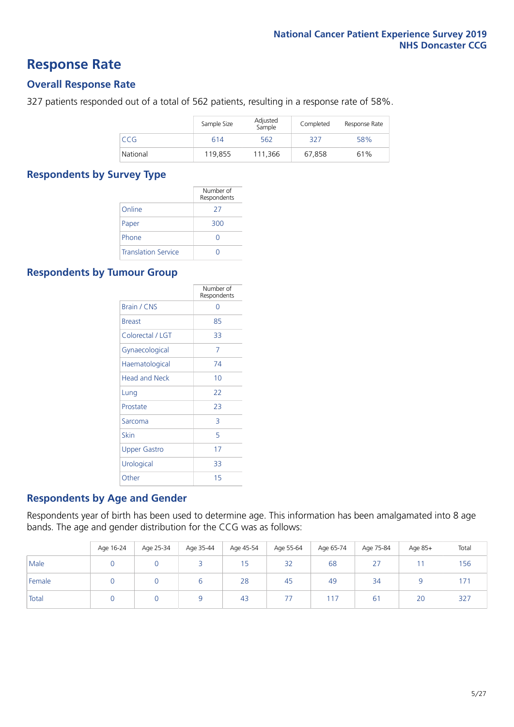# Response Rate

## Overall Response Rate

327 patients responded out of a total of 562 patients, resulting in a response rate of 58%.

| | Sample Size | Adjusted Sample | Completed | Response Rate |
|---|---|---|---|---|
| CCG | 614 | 562 | 327 | 58% |
| National | 119,855 | 111,366 | 67,858 | 61% |

## Respondents by Survey Type

| | Number of Respondents |
|---|---|
| Online | 27 |
| Paper | 300 |
| Phone | 0 |
| Translation Service | 0 |

## Respondents by Tumour Group

| | Number of Respondents |
|---|---|
| Brain / CNS | 0 |
| Breast | 85 |
| Colorectal / LGT | 33 |
| Gynaecological | 7 |
| Haematological | 74 |
| Head and Neck | 10 |
| Lung | 22 |
| Prostate | 23 |
| Sarcoma | 3 |
| Skin | 5 |
| Upper Gastro | 17 |
| Urological | 33 |
| Other | 15 |

## Respondents by Age and Gender

Respondents year of birth has been used to determine age. This information has been amalgamated into 8 age bands. The age and gender distribution for the CCG was as follows:

| | Age 16-24 | Age 25-34 | Age 35-44 | Age 45-54 | Age 55-64 | Age 65-74 | Age 75-84 | Age 85+ | Total |
|---|---|---|---|---|---|---|---|---|---|
| Male | 0 | 0 | 3 | 15 | 32 | 68 | 27 | 11 | 156 |
| Female | 0 | 0 | 6 | 28 | 45 | 49 | 34 | 9 | 171 |
| Total | 0 | 0 | 9 | 43 | 77 | 117 | 61 | 20 | 327 |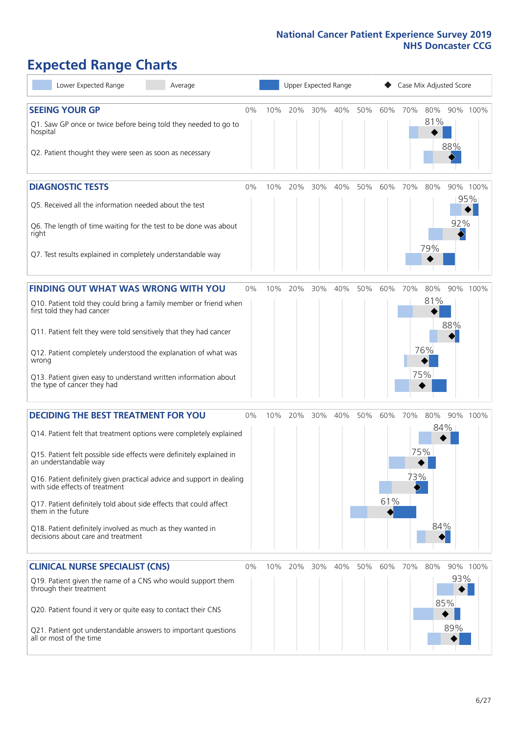# Expected Range Charts

Lower Expected Range | Average | Upper Expected Range | Case Mix Adjusted Score

## SEEING YOUR GP

| Question | Case Mix Adjusted Score |
| --- | --- |
| Q1. Saw GP once or twice before being told they needed to go to hospital | 81% |
| Q2. Patient thought they were seen as soon as necessary | 88% |

## DIAGNOSTIC TESTS

| Question | Case Mix Adjusted Score |
| --- | --- |
| Q5. Received all the information needed about the test | 95% |
| Q6. The length of time waiting for the test to be done was about right | 92% |
| Q7. Test results explained in completely understandable way | 79% |

## FINDING OUT WHAT WAS WRONG WITH YOU

| Question | Case Mix Adjusted Score |
| --- | --- |
| Q10. Patient told they could bring a family member or friend when first told they had cancer | 81% |
| Q11. Patient felt they were told sensitively that they had cancer | 88% |
| Q12. Patient completely understood the explanation of what was wrong | 76% |
| Q13. Patient given easy to understand written information about the type of cancer they had | 75% |

## DECIDING THE BEST TREATMENT FOR YOU

| Question | Case Mix Adjusted Score |
| --- | --- |
| Q14. Patient felt that treatment options were completely explained | 84% |
| Q15. Patient felt possible side effects were definitely explained in an understandable way | 75% |
| Q16. Patient definitely given practical advice and support in dealing with side effects of treatment | 73% |
| Q17. Patient definitely told about side effects that could affect them in the future | 61% |
| Q18. Patient definitely involved as much as they wanted in decisions about care and treatment | 84% |

## CLINICAL NURSE SPECIALIST (CNS)

| Question | Case Mix Adjusted Score |
| --- | --- |
| Q19. Patient given the name of a CNS who would support them through their treatment | 93% |
| Q20. Patient found it very or quite easy to contact their CNS | 85% |
| Q21. Patient got understandable answers to important questions all or most of the time | 89% |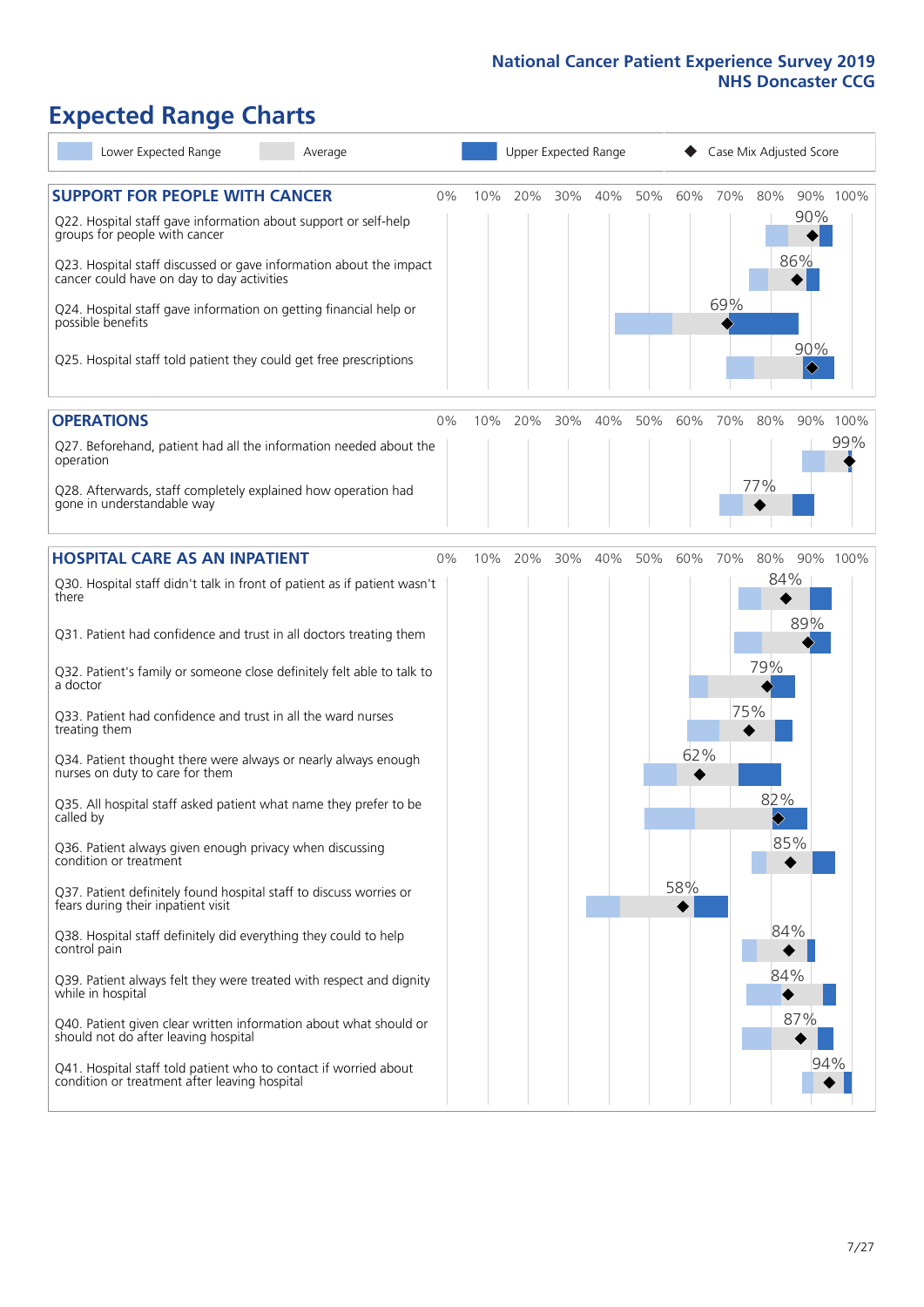# Expected Range Charts

Legend: Lower Expected Range | Average | Upper Expected Range | Case Mix Adjusted Score

## SUPPORT FOR PEOPLE WITH CANCER

| Question | Case Mix Adjusted Score |
|---|---|
| Q22. Hospital staff gave information about support or self-help groups for people with cancer | 90% |
| Q23. Hospital staff discussed or gave information about the impact cancer could have on day to day activities | 86% |
| Q24. Hospital staff gave information on getting financial help or possible benefits | 69% |
| Q25. Hospital staff told patient they could get free prescriptions | 90% |

## OPERATIONS

| Question | Case Mix Adjusted Score |
|---|---|
| Q27. Beforehand, patient had all the information needed about the operation | 99% |
| Q28. Afterwards, staff completely explained how operation had gone in understandable way | 77% |

## HOSPITAL CARE AS AN INPATIENT

| Question | Case Mix Adjusted Score |
|---|---|
| Q30. Hospital staff didn't talk in front of patient as if patient wasn't there | 84% |
| Q31. Patient had confidence and trust in all doctors treating them | 89% |
| Q32. Patient's family or someone close definitely felt able to talk to a doctor | 79% |
| Q33. Patient had confidence and trust in all the ward nurses treating them | 75% |
| Q34. Patient thought there were always or nearly always enough nurses on duty to care for them | 62% |
| Q35. All hospital staff asked patient what name they prefer to be called by | 82% |
| Q36. Patient always given enough privacy when discussing condition or treatment | 85% |
| Q37. Patient definitely found hospital staff to discuss worries or fears during their inpatient visit | 58% |
| Q38. Hospital staff definitely did everything they could to help control pain | 84% |
| Q39. Patient always felt they were treated with respect and dignity while in hospital | 84% |
| Q40. Patient given clear written information about what should or should not do after leaving hospital | 87% |
| Q41. Hospital staff told patient who to contact if worried about condition or treatment after leaving hospital | 94% |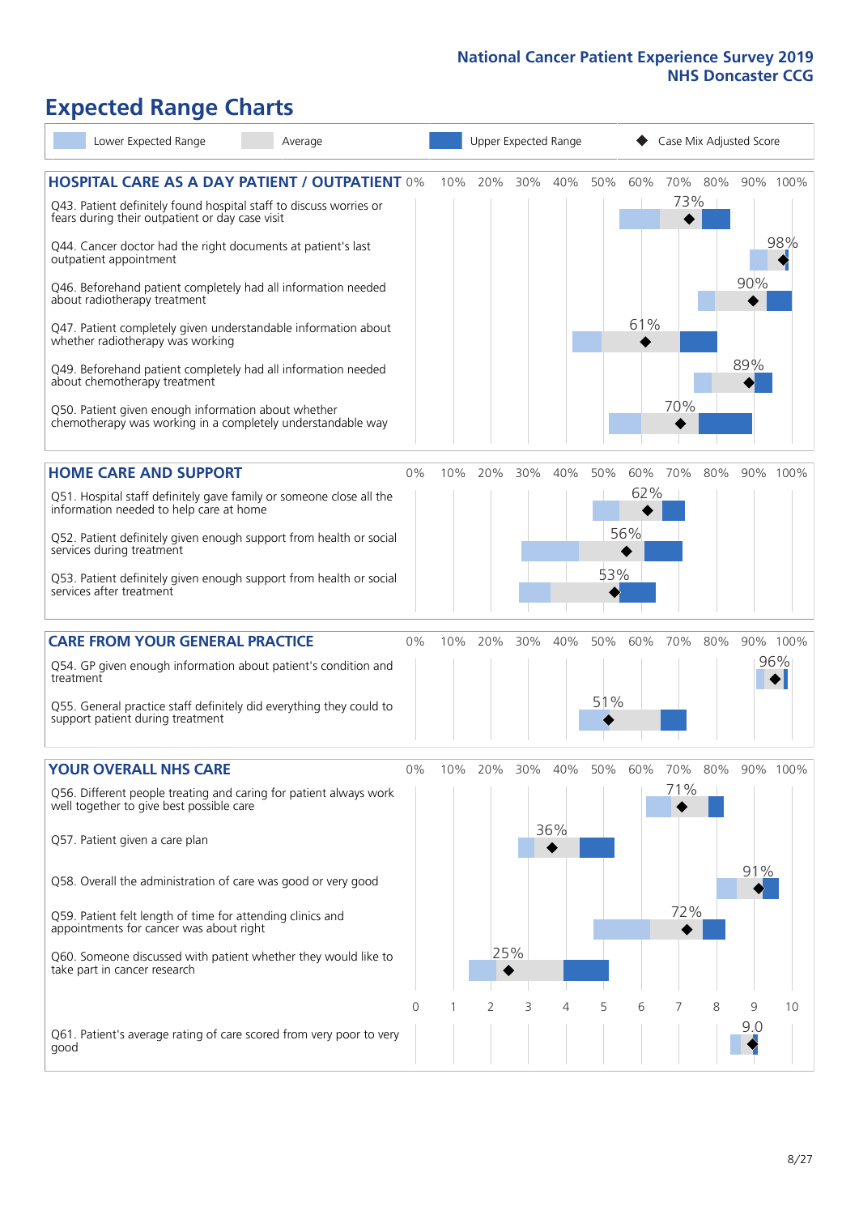# Expected Range Charts

Lower Expected Range | Average | Upper Expected Range | Case Mix Adjusted Score

## HOSPITAL CARE AS A DAY PATIENT / OUTPATIENT

| Question | Case Mix Adjusted Score |
|---|---|
| Q43. Patient definitely found hospital staff to discuss worries or fears during their outpatient or day case visit | 73% |
| Q44. Cancer doctor had the right documents at patient's last outpatient appointment | 98% |
| Q46. Beforehand patient completely had all information needed about radiotherapy treatment | 90% |
| Q47. Patient completely given understandable information about whether radiotherapy was working | 61% |
| Q49. Beforehand patient completely had all information needed about chemotherapy treatment | 89% |
| Q50. Patient given enough information about whether chemotherapy was working in a completely understandable way | 70% |

## HOME CARE AND SUPPORT

| Question | Case Mix Adjusted Score |
|---|---|
| Q51. Hospital staff definitely gave family or someone close all the information needed to help care at home | 62% |
| Q52. Patient definitely given enough support from health or social services during treatment | 56% |
| Q53. Patient definitely given enough support from health or social services after treatment | 53% |

## CARE FROM YOUR GENERAL PRACTICE

| Question | Case Mix Adjusted Score |
|---|---|
| Q54. GP given enough information about patient's condition and treatment | 96% |
| Q55. General practice staff definitely did everything they could to support patient during treatment | 51% |

## YOUR OVERALL NHS CARE

| Question | Case Mix Adjusted Score |
|---|---|
| Q56. Different people treating and caring for patient always work well together to give best possible care | 71% |
| Q57. Patient given a care plan | 36% |
| Q58. Overall the administration of care was good or very good | 91% |
| Q59. Patient felt length of time for attending clinics and appointments for cancer was about right | 72% |
| Q60. Someone discussed with patient whether they would like to take part in cancer research | 25% |
| Q61. Patient's average rating of care scored from very poor to very good | 9.0 |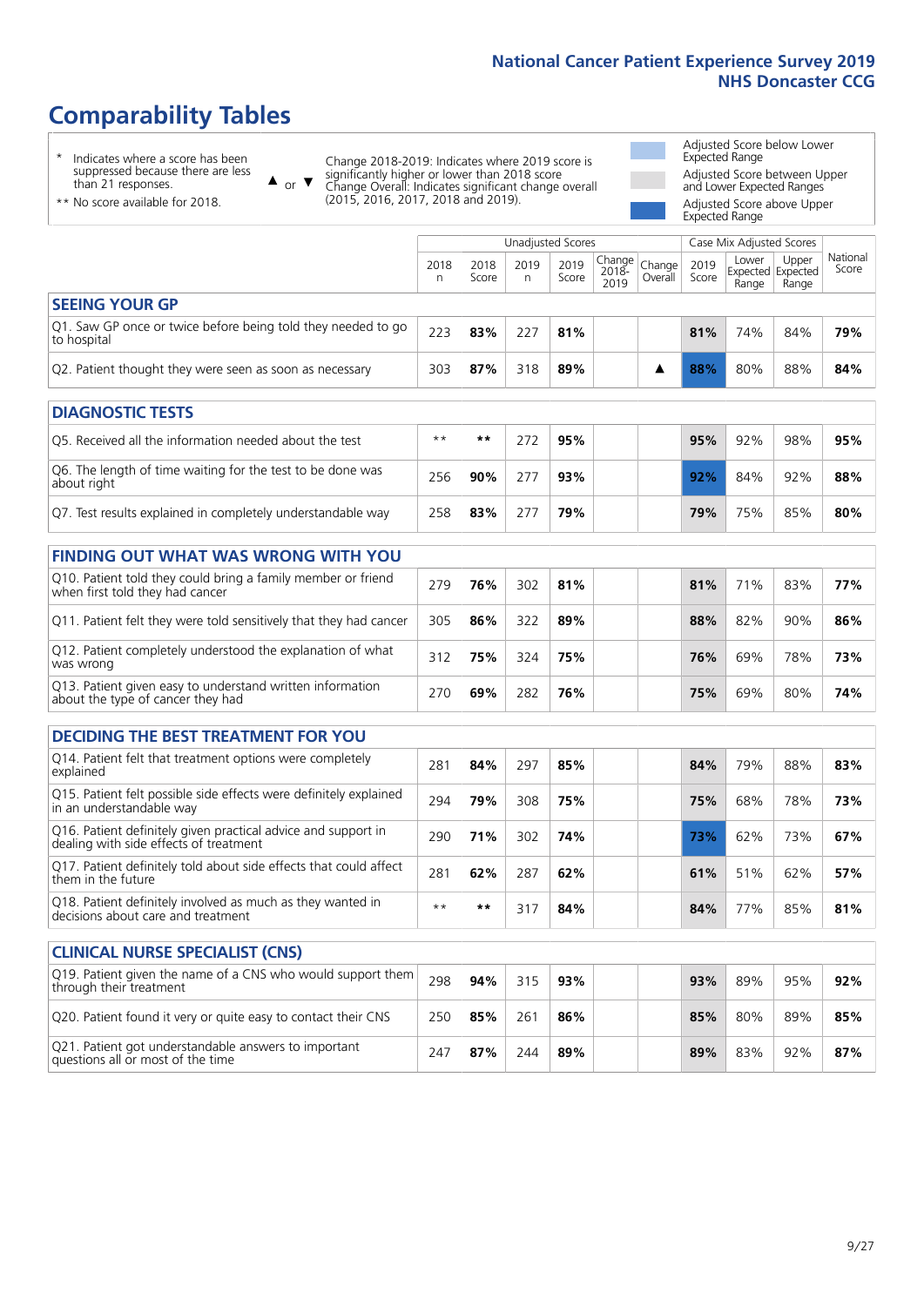# Comparability Tables

- \* Indicates where a score has been suppressed because there are less than 21 responses.
- \*\* No score available for 2018.

▲ or ▼ Change 2018-2019: Indicates where 2019 score is significantly higher or lower than 2018 score. Change Overall: Indicates significant change overall (2015, 2016, 2017, 2018 and 2019).

- Adjusted Score below Lower Expected Range
- Adjusted Score between Upper and Lower Expected Ranges
- Adjusted Score above Upper Expected Range

| | Unadjusted Scores | | | | | | Case Mix Adjusted Scores | | | |
|---|---|---|---|---|---|---|---|---|---|---|
| | 2018 n | 2018 Score | 2019 n | 2019 Score | Change 2018-2019 | Change Overall | 2019 Score | Lower Expected Range | Upper Expected Range | National Score |
| **SEEING YOUR GP** | | | | | | | | | | |
| Q1. Saw GP once or twice before being told they needed to go to hospital | 223 | **83%** | 227 | **81%** | | | **81%** | 74% | 84% | **79%** |
| Q2. Patient thought they were seen as soon as necessary | 303 | **87%** | 318 | **89%** | | ▲ | **88%** | 80% | 88% | **84%** |
| **DIAGNOSTIC TESTS** | | | | | | | | | | |
| Q5. Received all the information needed about the test | ** | ** | 272 | **95%** | | | **95%** | 92% | 98% | **95%** |
| Q6. The length of time waiting for the test to be done was about right | 256 | **90%** | 277 | **93%** | | | **92%** | 84% | 92% | **88%** |
| Q7. Test results explained in completely understandable way | 258 | **83%** | 277 | **79%** | | | **79%** | 75% | 85% | **80%** |
| **FINDING OUT WHAT WAS WRONG WITH YOU** | | | | | | | | | | |
| Q10. Patient told they could bring a family member or friend when first told they had cancer | 279 | **76%** | 302 | **81%** | | | **81%** | 71% | 83% | **77%** |
| Q11. Patient felt they were told sensitively that they had cancer | 305 | **86%** | 322 | **89%** | | | **88%** | 82% | 90% | **86%** |
| Q12. Patient completely understood the explanation of what was wrong | 312 | **75%** | 324 | **75%** | | | **76%** | 69% | 78% | **73%** |
| Q13. Patient given easy to understand written information about the type of cancer they had | 270 | **69%** | 282 | **76%** | | | **75%** | 69% | 80% | **74%** |
| **DECIDING THE BEST TREATMENT FOR YOU** | | | | | | | | | | |
| Q14. Patient felt that treatment options were completely explained | 281 | **84%** | 297 | **85%** | | | **84%** | 79% | 88% | **83%** |
| Q15. Patient felt possible side effects were definitely explained in an understandable way | 294 | **79%** | 308 | **75%** | | | **75%** | 68% | 78% | **73%** |
| Q16. Patient definitely given practical advice and support in dealing with side effects of treatment | 290 | **71%** | 302 | **74%** | | | **73%** | 62% | 73% | **67%** |
| Q17. Patient definitely told about side effects that could affect them in the future | 281 | **62%** | 287 | **62%** | | | **61%** | 51% | 62% | **57%** |
| Q18. Patient definitely involved as much as they wanted in decisions about care and treatment | ** | ** | 317 | **84%** | | | **84%** | 77% | 85% | **81%** |
| **CLINICAL NURSE SPECIALIST (CNS)** | | | | | | | | | | |
| Q19. Patient given the name of a CNS who would support them through their treatment | 298 | **94%** | 315 | **93%** | | | **93%** | 89% | 95% | **92%** |
| Q20. Patient found it very or quite easy to contact their CNS | 250 | **85%** | 261 | **86%** | | | **85%** | 80% | 89% | **85%** |
| Q21. Patient got understandable answers to important questions all or most of the time | 247 | **87%** | 244 | **89%** | | | **89%** | 83% | 92% | **87%** |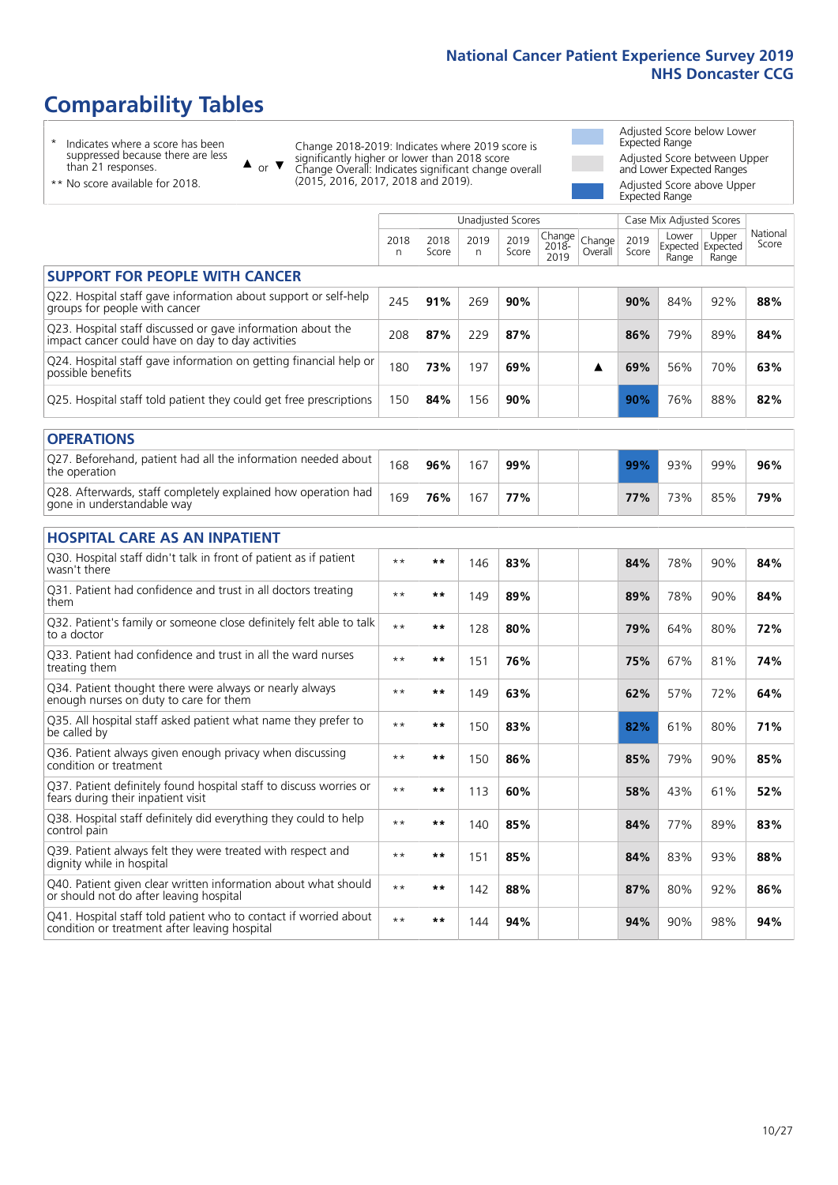# Comparability Tables

\* Indicates where a score has been suppressed because there are less than 21 responses.

** No score available for 2018.

▲ or ▼ Change 2018-2019: Indicates where 2019 score is significantly higher or lower than 2018 score. Change Overall: Indicates significant change overall (2015, 2016, 2017, 2018 and 2019).

Adjusted Score below Lower Expected Range

Adjusted Score between Upper and Lower Expected Ranges

Adjusted Score above Upper Expected Range

| | Unadjusted Scores | | | | | | Case Mix Adjusted Scores | | | |
|---|---|---|---|---|---|---|---|---|---|---|
| | 2018 n | 2018 Score | 2019 n | 2019 Score | Change 2018-2019 | Change Overall | 2019 Score | Lower Expected Range | Upper Expected Range | National Score |
| **SUPPORT FOR PEOPLE WITH CANCER** | | | | | | | | | | |
| Q22. Hospital staff gave information about support or self-help groups for people with cancer | 245 | **91%** | 269 | **90%** | | | **90%** | 84% | 92% | **88%** |
| Q23. Hospital staff discussed or gave information about the impact cancer could have on day to day activities | 208 | **87%** | 229 | **87%** | | | **86%** | 79% | 89% | **84%** |
| Q24. Hospital staff gave information on getting financial help or possible benefits | 180 | **73%** | 197 | **69%** | | ▲ | **69%** | 56% | 70% | **63%** |
| Q25. Hospital staff told patient they could get free prescriptions | 150 | **84%** | 156 | **90%** | | | **90%** | 76% | 88% | **82%** |
| **OPERATIONS** | | | | | | | | | | |
| Q27. Beforehand, patient had all the information needed about the operation | 168 | **96%** | 167 | **99%** | | | **99%** | 93% | 99% | **96%** |
| Q28. Afterwards, staff completely explained how operation had gone in understandable way | 169 | **76%** | 167 | **77%** | | | **77%** | 73% | 85% | **79%** |
| **HOSPITAL CARE AS AN INPATIENT** | | | | | | | | | | |
| Q30. Hospital staff didn't talk in front of patient as if patient wasn't there | ** | ** | 146 | **83%** | | | **84%** | 78% | 90% | **84%** |
| Q31. Patient had confidence and trust in all doctors treating them | ** | ** | 149 | **89%** | | | **89%** | 78% | 90% | **84%** |
| Q32. Patient's family or someone close definitely felt able to talk to a doctor | ** | ** | 128 | **80%** | | | **79%** | 64% | 80% | **72%** |
| Q33. Patient had confidence and trust in all the ward nurses treating them | ** | ** | 151 | **76%** | | | **75%** | 67% | 81% | **74%** |
| Q34. Patient thought there were always or nearly always enough nurses on duty to care for them | ** | ** | 149 | **63%** | | | **62%** | 57% | 72% | **64%** |
| Q35. All hospital staff asked patient what name they prefer to be called by | ** | ** | 150 | **83%** | | | **82%** | 61% | 80% | **71%** |
| Q36. Patient always given enough privacy when discussing condition or treatment | ** | ** | 150 | **86%** | | | **85%** | 79% | 90% | **85%** |
| Q37. Patient definitely found hospital staff to discuss worries or fears during their inpatient visit | ** | ** | 113 | **60%** | | | **58%** | 43% | 61% | **52%** |
| Q38. Hospital staff definitely did everything they could to help control pain | ** | ** | 140 | **85%** | | | **84%** | 77% | 89% | **83%** |
| Q39. Patient always felt they were treated with respect and dignity while in hospital | ** | ** | 151 | **85%** | | | **84%** | 83% | 93% | **88%** |
| Q40. Patient given clear written information about what should or should not do after leaving hospital | ** | ** | 142 | **88%** | | | **87%** | 80% | 92% | **86%** |
| Q41. Hospital staff told patient who to contact if worried about condition or treatment after leaving hospital | ** | ** | 144 | **94%** | | | **94%** | 90% | 98% | **94%** |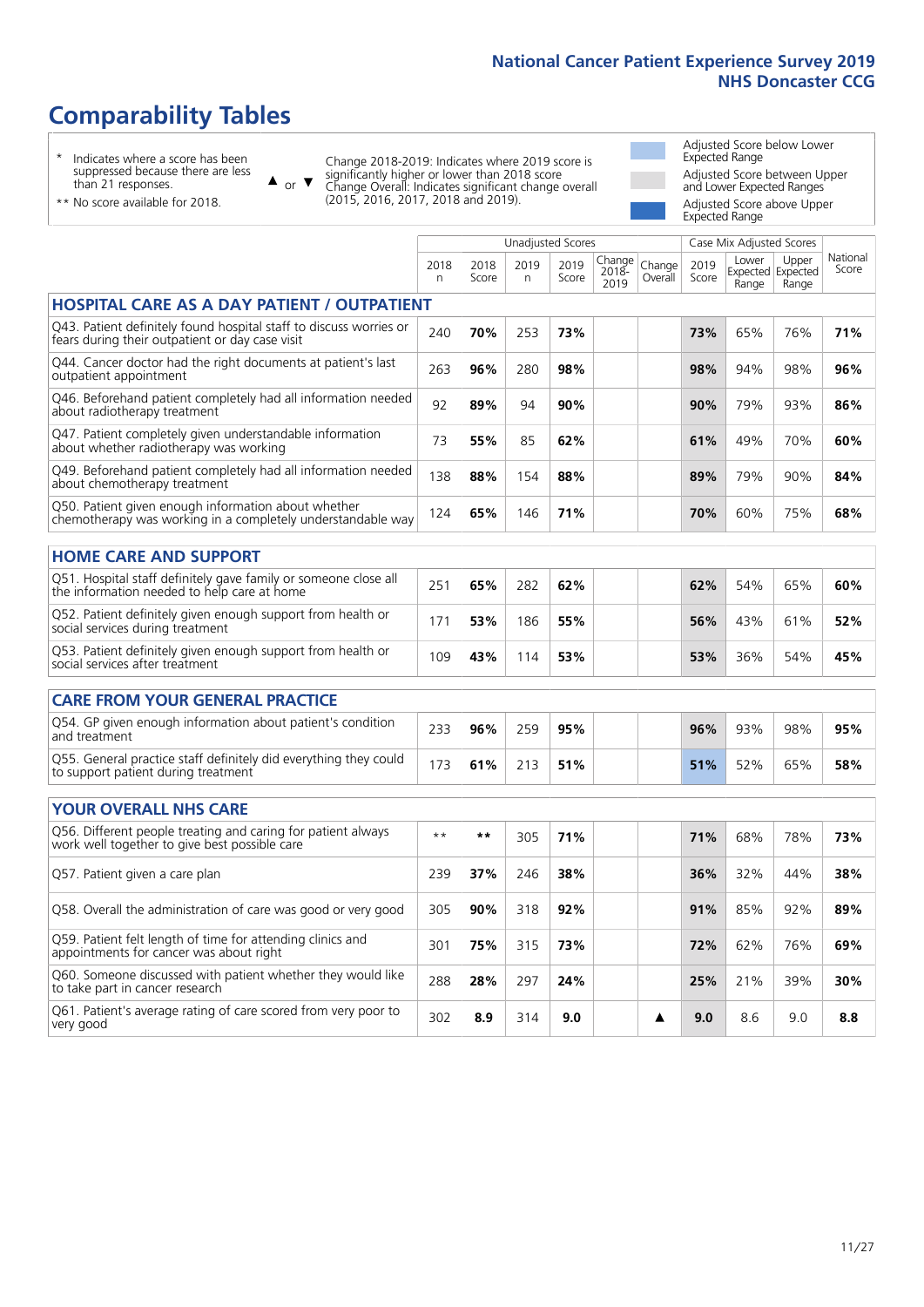# Comparability Tables

\* Indicates where a score has been suppressed because there are less than 21 responses.

\*\* No score available for 2018.

▲ or ▼ Change 2018-2019: Indicates where 2019 score is significantly higher or lower than 2018 score
Change Overall: Indicates significant change overall (2015, 2016, 2017, 2018 and 2019).

Adjusted Score below Lower Expected Range

Adjusted Score between Upper and Lower Expected Ranges

Adjusted Score above Upper Expected Range

| | Unadjusted Scores | | | | | | Case Mix Adjusted Scores | | | |
|---|---|---|---|---|---|---|---|---|---|---|
| | 2018 n | 2018 Score | 2019 n | 2019 Score | Change 2018-2019 | Change Overall | 2019 Score | Lower Expected Range | Upper Expected Range | National Score |
| **HOSPITAL CARE AS A DAY PATIENT / OUTPATIENT** | | | | | | | | | | |
| Q43. Patient definitely found hospital staff to discuss worries or fears during their outpatient or day case visit | 240 | **70%** | 253 | **73%** | | | **73%** | 65% | 76% | **71%** |
| Q44. Cancer doctor had the right documents at patient's last outpatient appointment | 263 | **96%** | 280 | **98%** | | | **98%** | 94% | 98% | **96%** |
| Q46. Beforehand patient completely had all information needed about radiotherapy treatment | 92 | **89%** | 94 | **90%** | | | **90%** | 79% | 93% | **86%** |
| Q47. Patient completely given understandable information about whether radiotherapy was working | 73 | **55%** | 85 | **62%** | | | **61%** | 49% | 70% | **60%** |
| Q49. Beforehand patient completely had all information needed about chemotherapy treatment | 138 | **88%** | 154 | **88%** | | | **89%** | 79% | 90% | **84%** |
| Q50. Patient given enough information about whether chemotherapy was working in a completely understandable way | 124 | **65%** | 146 | **71%** | | | **70%** | 60% | 75% | **68%** |
| **HOME CARE AND SUPPORT** | | | | | | | | | | |
| Q51. Hospital staff definitely gave family or someone close all the information needed to help care at home | 251 | **65%** | 282 | **62%** | | | **62%** | 54% | 65% | **60%** |
| Q52. Patient definitely given enough support from health or social services during treatment | 171 | **53%** | 186 | **55%** | | | **56%** | 43% | 61% | **52%** |
| Q53. Patient definitely given enough support from health or social services after treatment | 109 | **43%** | 114 | **53%** | | | **53%** | 36% | 54% | **45%** |
| **CARE FROM YOUR GENERAL PRACTICE** | | | | | | | | | | |
| Q54. GP given enough information about patient's condition and treatment | 233 | **96%** | 259 | **95%** | | | **96%** | 93% | 98% | **95%** |
| Q55. General practice staff definitely did everything they could to support patient during treatment | 173 | **61%** | 213 | **51%** | | | **51%** | 52% | 65% | **58%** |
| **YOUR OVERALL NHS CARE** | | | | | | | | | | |
| Q56. Different people treating and caring for patient always work well together to give best possible care | \*\* | **\*\*** | 305 | **71%** | | | **71%** | 68% | 78% | **73%** |
| Q57. Patient given a care plan | 239 | **37%** | 246 | **38%** | | | **36%** | 32% | 44% | **38%** |
| Q58. Overall the administration of care was good or very good | 305 | **90%** | 318 | **92%** | | | **91%** | 85% | 92% | **89%** |
| Q59. Patient felt length of time for attending clinics and appointments for cancer was about right | 301 | **75%** | 315 | **73%** | | | **72%** | 62% | 76% | **69%** |
| Q60. Someone discussed with patient whether they would like to take part in cancer research | 288 | **28%** | 297 | **24%** | | | **25%** | 21% | 39% | **30%** |
| Q61. Patient's average rating of care scored from very poor to very good | 302 | **8.9** | 314 | **9.0** | | ▲ | **9.0** | 8.6 | 9.0 | **8.8** |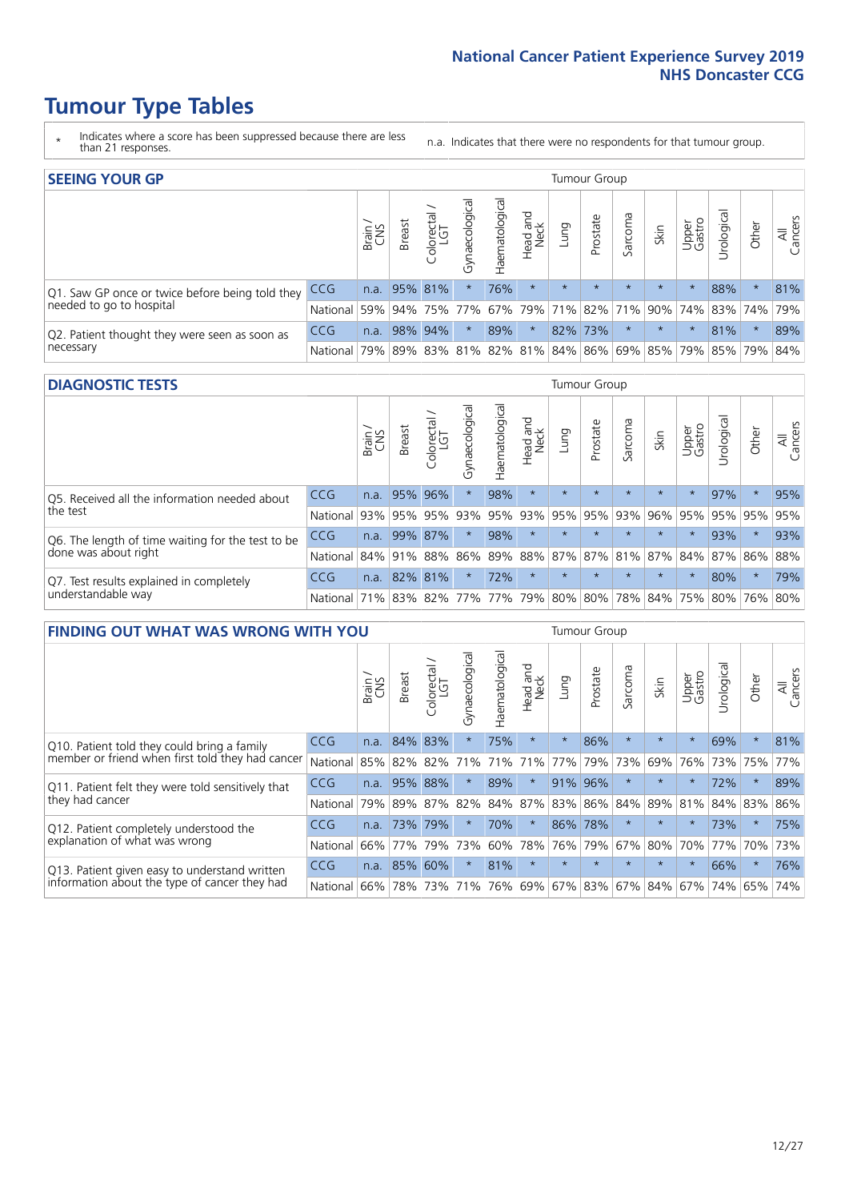# Tumour Type Tables

\* Indicates where a score has been suppressed because there are less than 21 responses.

n.a. Indicates that there were no respondents for that tumour group.

## SEEING YOUR GP

| | | Brain / CNS | Breast | Colorectal / LGT | Gynaecological | Haematological | Head and Neck | Lung | Prostate | Sarcoma | Skin | Upper Gastro | Urological | Other | All Cancers |
|---|---|---|---|---|---|---|---|---|---|---|---|---|---|---|---|
| Q1. Saw GP once or twice before being told they needed to go to hospital | CCG | n.a. | 95% | 81% | * | 76% | * | * | * | * | * | * | 88% | * | 81% |
| | National | 59% | 94% | 75% | 77% | 67% | 79% | 71% | 82% | 71% | 90% | 74% | 83% | 74% | 79% |
| Q2. Patient thought they were seen as soon as necessary | CCG | n.a. | 98% | 94% | * | 89% | * | 82% | 73% | * | * | * | 81% | * | 89% |
| | National | 79% | 89% | 83% | 81% | 82% | 81% | 84% | 86% | 69% | 85% | 79% | 85% | 79% | 84% |

## DIAGNOSTIC TESTS

| | | Brain / CNS | Breast | Colorectal / LGT | Gynaecological | Haematological | Head and Neck | Lung | Prostate | Sarcoma | Skin | Upper Gastro | Urological | Other | All Cancers |
|---|---|---|---|---|---|---|---|---|---|---|---|---|---|---|---|
| Q5. Received all the information needed about the test | CCG | n.a. | 95% | 96% | * | 98% | * | * | * | * | * | * | 97% | * | 95% |
| | National | 93% | 95% | 95% | 93% | 95% | 93% | 95% | 95% | 93% | 96% | 95% | 95% | 95% | 95% |
| Q6. The length of time waiting for the test to be done was about right | CCG | n.a. | 99% | 87% | * | 98% | * | * | * | * | * | * | 93% | * | 93% |
| | National | 84% | 91% | 88% | 86% | 89% | 88% | 87% | 87% | 81% | 87% | 84% | 87% | 86% | 88% |
| Q7. Test results explained in completely understandable way | CCG | n.a. | 82% | 81% | * | 72% | * | * | * | * | * | * | 80% | * | 79% |
| | National | 71% | 83% | 82% | 77% | 77% | 79% | 80% | 80% | 78% | 84% | 75% | 80% | 76% | 80% |

## FINDING OUT WHAT WAS WRONG WITH YOU

| | | Brain / CNS | Breast | Colorectal / LGT | Gynaecological | Haematological | Head and Neck | Lung | Prostate | Sarcoma | Skin | Upper Gastro | Urological | Other | All Cancers |
|---|---|---|---|---|---|---|---|---|---|---|---|---|---|---|---|
| Q10. Patient told they could bring a family member or friend when first told they had cancer | CCG | n.a. | 84% | 83% | * | 75% | * | * | 86% | * | * | * | 69% | * | 81% |
| | National | 85% | 82% | 82% | 71% | 71% | 71% | 77% | 79% | 73% | 69% | 76% | 73% | 75% | 77% |
| Q11. Patient felt they were told sensitively that they had cancer | CCG | n.a. | 95% | 88% | * | 89% | * | 91% | 96% | * | * | * | 72% | * | 89% |
| | National | 79% | 89% | 87% | 82% | 84% | 87% | 83% | 86% | 84% | 89% | 81% | 84% | 83% | 86% |
| Q12. Patient completely understood the explanation of what was wrong | CCG | n.a. | 73% | 79% | * | 70% | * | 86% | 78% | * | * | * | 73% | * | 75% |
| | National | 66% | 77% | 79% | 73% | 60% | 78% | 76% | 79% | 67% | 80% | 70% | 77% | 70% | 73% |
| Q13. Patient given easy to understand written information about the type of cancer they had | CCG | n.a. | 85% | 60% | * | 81% | * | * | * | * | * | * | 66% | * | 76% |
| | National | 66% | 78% | 73% | 71% | 76% | 69% | 67% | 83% | 67% | 84% | 67% | 74% | 65% | 74% |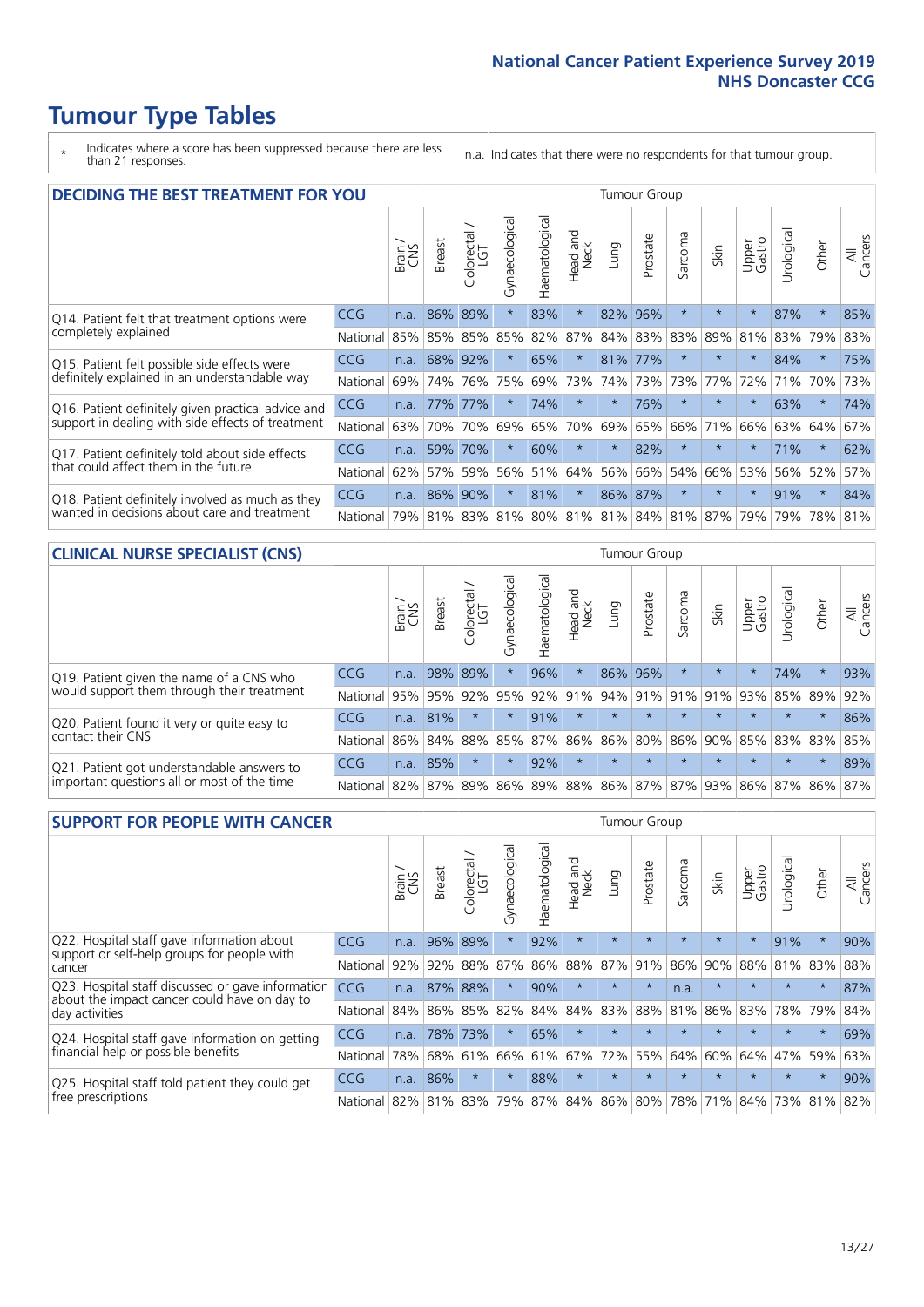# Tumour Type Tables

\* Indicates where a score has been suppressed because there are less than 21 responses.

n.a. Indicates that there were no respondents for that tumour group.

## DECIDING THE BEST TREATMENT FOR YOU

| | | Brain / CNS | Breast | Colorectal / LGT | Gynaecological | Haematological | Head and Neck | Lung | Prostate | Sarcoma | Skin | Upper Gastro | Urological | Other | All Cancers |
|---|---|---|---|---|---|---|---|---|---|---|---|---|---|---|---|
| Q14. Patient felt that treatment options were completely explained | CCG | n.a. | 86% | 89% | * | 83% | * | 82% | 96% | * | * | * | 87% | * | 85% |
| | National | 85% | 85% | 85% | 85% | 82% | 87% | 84% | 83% | 83% | 89% | 81% | 83% | 79% | 83% |
| Q15. Patient felt possible side effects were definitely explained in an understandable way | CCG | n.a. | 68% | 92% | * | 65% | * | 81% | 77% | * | * | * | 84% | * | 75% |
| | National | 69% | 74% | 76% | 75% | 69% | 73% | 74% | 73% | 73% | 77% | 72% | 71% | 70% | 73% |
| Q16. Patient definitely given practical advice and support in dealing with side effects of treatment | CCG | n.a. | 77% | 77% | * | 74% | * | * | 76% | * | * | * | 63% | * | 74% |
| | National | 63% | 70% | 70% | 69% | 65% | 70% | 69% | 65% | 66% | 71% | 66% | 63% | 64% | 67% |
| Q17. Patient definitely told about side effects that could affect them in the future | CCG | n.a. | 59% | 70% | * | 60% | * | * | 82% | * | * | * | 71% | * | 62% |
| | National | 62% | 57% | 59% | 56% | 51% | 64% | 56% | 66% | 54% | 66% | 53% | 56% | 52% | 57% |
| Q18. Patient definitely involved as much as they wanted in decisions about care and treatment | CCG | n.a. | 86% | 90% | * | 81% | * | 86% | 87% | * | * | * | 91% | * | 84% |
| | National | 79% | 81% | 83% | 81% | 80% | 81% | 81% | 84% | 81% | 87% | 79% | 79% | 78% | 81% |

## CLINICAL NURSE SPECIALIST (CNS)

| | | Brain / CNS | Breast | Colorectal / LGT | Gynaecological | Haematological | Head and Neck | Lung | Prostate | Sarcoma | Skin | Upper Gastro | Urological | Other | All Cancers |
|---|---|---|---|---|---|---|---|---|---|---|---|---|---|---|---|
| Q19. Patient given the name of a CNS who would support them through their treatment | CCG | n.a. | 98% | 89% | * | 96% | * | 86% | 96% | * | * | * | 74% | * | 93% |
| | National | 95% | 95% | 92% | 95% | 92% | 91% | 94% | 91% | 91% | 91% | 93% | 85% | 89% | 92% |
| Q20. Patient found it very or quite easy to contact their CNS | CCG | n.a. | 81% | * | * | 91% | * | * | * | * | * | * | * | * | 86% |
| | National | 86% | 84% | 88% | 85% | 87% | 86% | 86% | 80% | 86% | 90% | 85% | 83% | 83% | 85% |
| Q21. Patient got understandable answers to important questions all or most of the time | CCG | n.a. | 85% | * | * | 92% | * | * | * | * | * | * | * | * | 89% |
| | National | 82% | 87% | 89% | 86% | 89% | 88% | 86% | 87% | 87% | 93% | 86% | 87% | 86% | 87% |

## SUPPORT FOR PEOPLE WITH CANCER

| | | Brain / CNS | Breast | Colorectal / LGT | Gynaecological | Haematological | Head and Neck | Lung | Prostate | Sarcoma | Skin | Upper Gastro | Urological | Other | All Cancers |
|---|---|---|---|---|---|---|---|---|---|---|---|---|---|---|---|
| Q22. Hospital staff gave information about support or self-help groups for people with cancer | CCG | n.a. | 96% | 89% | * | 92% | * | * | * | * | * | * | 91% | * | 90% |
| | National | 92% | 92% | 88% | 87% | 86% | 88% | 87% | 91% | 86% | 90% | 88% | 81% | 83% | 88% |
| Q23. Hospital staff discussed or gave information about the impact cancer could have on day to day activities | CCG | n.a. | 87% | 88% | * | 90% | * | * | * | n.a. | * | * | * | * | 87% |
| | National | 84% | 86% | 85% | 82% | 84% | 84% | 83% | 88% | 81% | 86% | 83% | 78% | 79% | 84% |
| Q24. Hospital staff gave information on getting financial help or possible benefits | CCG | n.a. | 78% | 73% | * | 65% | * | * | * | * | * | * | * | * | 69% |
| | National | 78% | 68% | 61% | 66% | 61% | 67% | 72% | 55% | 64% | 60% | 64% | 47% | 59% | 63% |
| Q25. Hospital staff told patient they could get free prescriptions | CCG | n.a. | 86% | * | * | 88% | * | * | * | * | * | * | * | * | 90% |
| | National | 82% | 81% | 83% | 79% | 87% | 84% | 86% | 80% | 78% | 71% | 84% | 73% | 81% | 82% |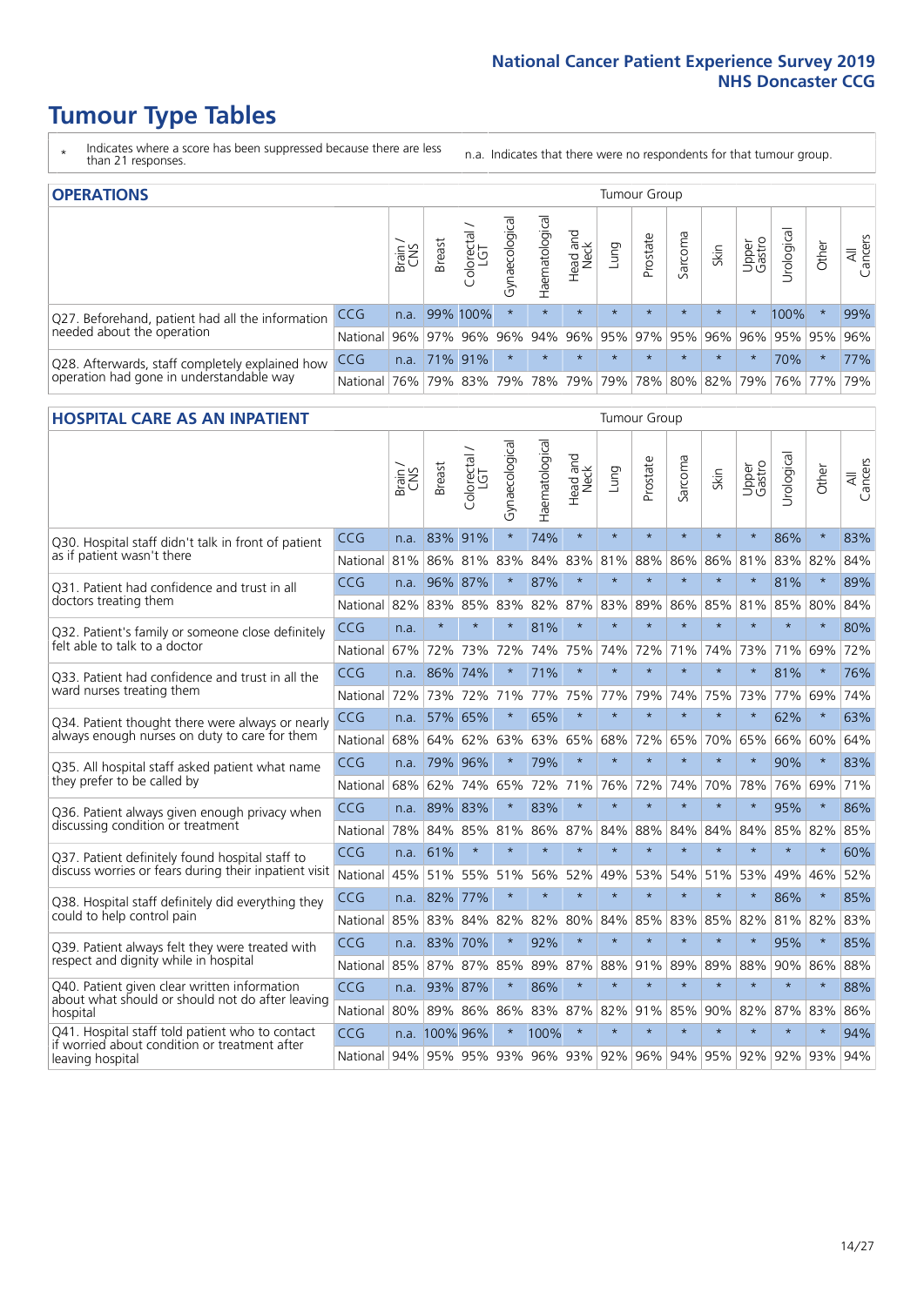# Tumour Type Tables

\* Indicates where a score has been suppressed because there are less than 21 responses.

n.a. Indicates that there were no respondents for that tumour group.

## OPERATIONS

| | | Brain / CNS | Breast | Colorectal / LGT | Gynaecological | Haematological | Head and Neck | Lung | Prostate | Sarcoma | Skin | Upper Gastro | Urological | Other | All Cancers |
|---|---|---|---|---|---|---|---|---|---|---|---|---|---|---|---|
| Q27. Beforehand, patient had all the information needed about the operation | CCG | n.a. | 99% | 100% | * | * | * | * | * | * | * | * | 100% | * | 99% |
| | National | 96% | 97% | 96% | 96% | 94% | 96% | 95% | 97% | 95% | 96% | 96% | 95% | 95% | 96% |
| Q28. Afterwards, staff completely explained how operation had gone in understandable way | CCG | n.a. | 71% | 91% | * | * | * | * | * | * | * | * | 70% | * | 77% |
| | National | 76% | 79% | 83% | 79% | 78% | 79% | 79% | 78% | 80% | 82% | 79% | 76% | 77% | 79% |

## HOSPITAL CARE AS AN INPATIENT

| | | Brain / CNS | Breast | Colorectal / LGT | Gynaecological | Haematological | Head and Neck | Lung | Prostate | Sarcoma | Skin | Upper Gastro | Urological | Other | All Cancers |
|---|---|---|---|---|---|---|---|---|---|---|---|---|---|---|---|
| Q30. Hospital staff didn't talk in front of patient as if patient wasn't there | CCG | n.a. | 83% | 91% | * | 74% | * | * | * | * | * | * | 86% | * | 83% |
| | National | 81% | 86% | 81% | 83% | 84% | 83% | 81% | 88% | 86% | 86% | 81% | 83% | 82% | 84% |
| Q31. Patient had confidence and trust in all doctors treating them | CCG | n.a. | 96% | 87% | * | 87% | * | * | * | * | * | * | 81% | * | 89% |
| | National | 82% | 83% | 85% | 83% | 82% | 87% | 83% | 89% | 86% | 85% | 81% | 85% | 80% | 84% |
| Q32. Patient's family or someone close definitely felt able to talk to a doctor | CCG | n.a. | * | * | * | 81% | * | * | * | * | * | * | * | * | 80% |
| | National | 67% | 72% | 73% | 72% | 74% | 75% | 74% | 72% | 71% | 74% | 73% | 71% | 69% | 72% |
| Q33. Patient had confidence and trust in all the ward nurses treating them | CCG | n.a. | 86% | 74% | * | 71% | * | * | * | * | * | * | 81% | * | 76% |
| | National | 72% | 73% | 72% | 71% | 77% | 75% | 77% | 79% | 74% | 75% | 73% | 77% | 69% | 74% |
| Q34. Patient thought there were always or nearly always enough nurses on duty to care for them | CCG | n.a. | 57% | 65% | * | 65% | * | * | * | * | * | * | 62% | * | 63% |
| | National | 68% | 64% | 62% | 63% | 63% | 65% | 68% | 72% | 65% | 70% | 65% | 66% | 60% | 64% |
| Q35. All hospital staff asked patient what name they prefer to be called by | CCG | n.a. | 79% | 96% | * | 79% | * | * | * | * | * | * | 90% | * | 83% |
| | National | 68% | 62% | 74% | 65% | 72% | 71% | 76% | 72% | 74% | 70% | 78% | 76% | 69% | 71% |
| Q36. Patient always given enough privacy when discussing condition or treatment | CCG | n.a. | 89% | 83% | * | 83% | * | * | * | * | * | * | 95% | * | 86% |
| | National | 78% | 84% | 85% | 81% | 86% | 87% | 84% | 88% | 84% | 84% | 84% | 85% | 82% | 85% |
| Q37. Patient definitely found hospital staff to discuss worries or fears during their inpatient visit | CCG | n.a. | 61% | * | * | * | * | * | * | * | * | * | * | * | 60% |
| | National | 45% | 51% | 55% | 51% | 56% | 52% | 49% | 53% | 54% | 51% | 53% | 49% | 46% | 52% |
| Q38. Hospital staff definitely did everything they could to help control pain | CCG | n.a. | 82% | 77% | * | * | * | * | * | * | * | * | 86% | * | 85% |
| | National | 85% | 83% | 84% | 82% | 82% | 80% | 84% | 85% | 83% | 85% | 82% | 81% | 82% | 83% |
| Q39. Patient always felt they were treated with respect and dignity while in hospital | CCG | n.a. | 83% | 70% | * | 92% | * | * | * | * | * | * | 95% | * | 85% |
| | National | 85% | 87% | 87% | 85% | 89% | 87% | 88% | 91% | 89% | 89% | 88% | 90% | 86% | 88% |
| Q40. Patient given clear written information about what should or should not do after leaving hospital | CCG | n.a. | 93% | 87% | * | 86% | * | * | * | * | * | * | * | * | 88% |
| | National | 80% | 89% | 86% | 86% | 83% | 87% | 82% | 91% | 85% | 90% | 82% | 87% | 83% | 86% |
| Q41. Hospital staff told patient who to contact if worried about condition or treatment after leaving hospital | CCG | n.a. | 100% | 96% | * | 100% | * | * | * | * | * | * | * | * | 94% |
| | National | 94% | 95% | 95% | 93% | 96% | 93% | 92% | 96% | 94% | 95% | 92% | 92% | 93% | 94% |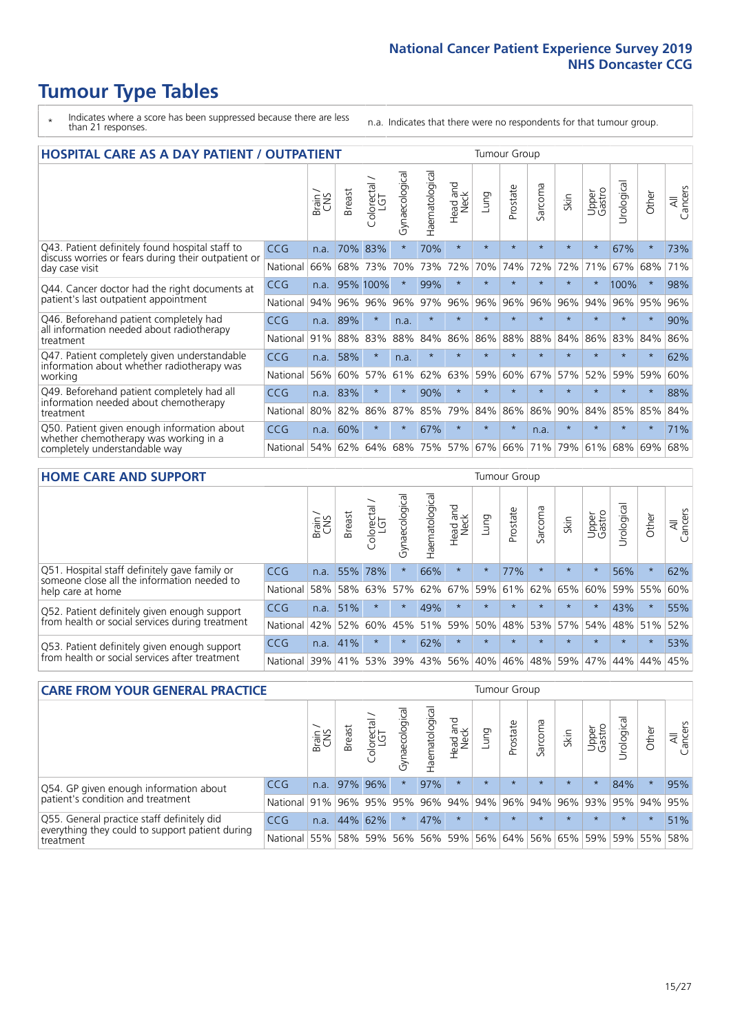# Tumour Type Tables

- \* Indicates where a score has been suppressed because there are less than 21 responses.
- n.a. Indicates that there were no respondents for that tumour group.

## HOSPITAL CARE AS A DAY PATIENT / OUTPATIENT

| | | Brain / CNS | Breast | Colorectal / LGT | Gynaecological | Haematological | Head and Neck | Lung | Prostate | Sarcoma | Skin | Upper Gastro | Urological | Other | All Cancers |
|---|---|---|---|---|---|---|---|---|---|---|---|---|---|---|---|
| Q43. Patient definitely found hospital staff to discuss worries or fears during their outpatient or day case visit | CCG | n.a. | 70% | 83% | * | 70% | * | * | * | * | * | * | 67% | * | 73% |
| | National | 66% | 68% | 73% | 70% | 73% | 72% | 70% | 74% | 72% | 72% | 71% | 67% | 68% | 71% |
| Q44. Cancer doctor had the right documents at patient's last outpatient appointment | CCG | n.a. | 95% | 100% | * | 99% | * | * | * | * | * | * | 100% | * | 98% |
| | National | 94% | 96% | 96% | 96% | 97% | 96% | 96% | 96% | 96% | 96% | 94% | 96% | 95% | 96% |
| Q46. Beforehand patient completely had all information needed about radiotherapy treatment | CCG | n.a. | 89% | * | n.a. | * | * | * | * | * | * | * | * | * | 90% |
| | National | 91% | 88% | 83% | 88% | 84% | 86% | 86% | 88% | 88% | 84% | 86% | 83% | 84% | 86% |
| Q47. Patient completely given understandable information about whether radiotherapy was working | CCG | n.a. | 58% | * | n.a. | * | * | * | * | * | * | * | * | * | 62% |
| | National | 56% | 60% | 57% | 61% | 62% | 63% | 59% | 60% | 67% | 57% | 52% | 59% | 59% | 60% |
| Q49. Beforehand patient completely had all information needed about chemotherapy treatment | CCG | n.a. | 83% | * | * | 90% | * | * | * | * | * | * | * | * | 88% |
| | National | 80% | 82% | 86% | 87% | 85% | 79% | 84% | 86% | 86% | 90% | 84% | 85% | 85% | 84% |
| Q50. Patient given enough information about whether chemotherapy was working in a completely understandable way | CCG | n.a. | 60% | * | * | 67% | * | * | * | n.a. | * | * | * | * | 71% |
| | National | 54% | 62% | 64% | 68% | 75% | 57% | 67% | 66% | 71% | 79% | 61% | 68% | 69% | 68% |

## HOME CARE AND SUPPORT

| | | Brain / CNS | Breast | Colorectal / LGT | Gynaecological | Haematological | Head and Neck | Lung | Prostate | Sarcoma | Skin | Upper Gastro | Urological | Other | All Cancers |
|---|---|---|---|---|---|---|---|---|---|---|---|---|---|---|---|
| Q51. Hospital staff definitely gave family or someone close all the information needed to help care at home | CCG | n.a. | 55% | 78% | * | 66% | * | * | 77% | * | * | * | 56% | * | 62% |
| | National | 58% | 58% | 63% | 57% | 62% | 67% | 59% | 61% | 62% | 65% | 60% | 59% | 55% | 60% |
| Q52. Patient definitely given enough support from health or social services during treatment | CCG | n.a. | 51% | * | * | 49% | * | * | * | * | * | * | 43% | * | 55% |
| | National | 42% | 52% | 60% | 45% | 51% | 59% | 50% | 48% | 53% | 57% | 54% | 48% | 51% | 52% |
| Q53. Patient definitely given enough support from health or social services after treatment | CCG | n.a. | 41% | * | * | 62% | * | * | * | * | * | * | * | * | 53% |
| | National | 39% | 41% | 53% | 39% | 43% | 56% | 40% | 46% | 48% | 59% | 47% | 44% | 44% | 45% |

## CARE FROM YOUR GENERAL PRACTICE

| | | Brain / CNS | Breast | Colorectal / LGT | Gynaecological | Haematological | Head and Neck | Lung | Prostate | Sarcoma | Skin | Upper Gastro | Urological | Other | All Cancers |
|---|---|---|---|---|---|---|---|---|---|---|---|---|---|---|---|
| Q54. GP given enough information about patient's condition and treatment | CCG | n.a. | 97% | 96% | * | 97% | * | * | * | * | * | * | 84% | * | 95% |
| | National | 91% | 96% | 95% | 95% | 96% | 94% | 94% | 96% | 94% | 96% | 93% | 95% | 94% | 95% |
| Q55. General practice staff definitely did everything they could to support patient during treatment | CCG | n.a. | 44% | 62% | * | 47% | * | * | * | * | * | * | * | * | 51% |
| | National | 55% | 58% | 59% | 56% | 56% | 59% | 56% | 64% | 56% | 65% | 59% | 59% | 55% | 58% |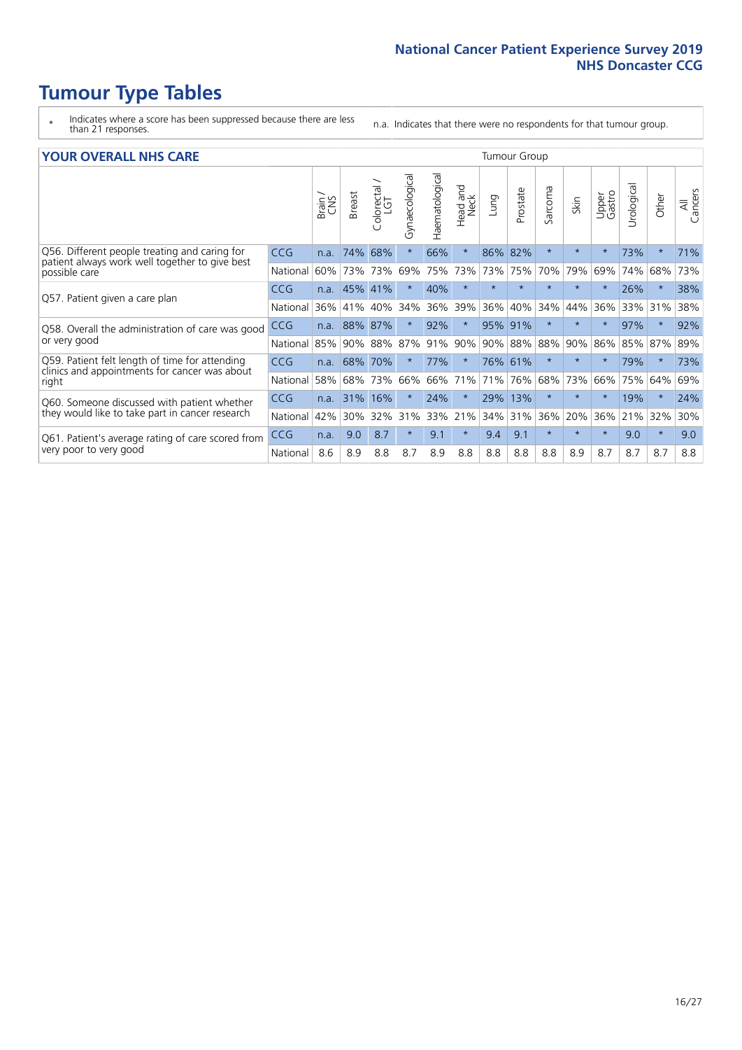# Tumour Type Tables

- \* Indicates where a score has been suppressed because there are less than 21 responses.
- n.a. Indicates that there were no respondents for that tumour group.

## YOUR OVERALL NHS CARE

| | | Brain / CNS | Breast | Colorectal / LGT | Gynaecological | Haematological | Head and Neck | Lung | Prostate | Sarcoma | Skin | Upper Gastro | Urological | Other | All Cancers |
|---|---|---|---|---|---|---|---|---|---|---|---|---|---|---|---|
| Q56. Different people treating and caring for patient always work well together to give best possible care | CCG | n.a. | 74% | 68% | * | 66% | * | 86% | 82% | * | * | * | 73% | * | 71% |
| | National | 60% | 73% | 73% | 69% | 75% | 73% | 73% | 75% | 70% | 79% | 69% | 74% | 68% | 73% |
| Q57. Patient given a care plan | CCG | n.a. | 45% | 41% | * | 40% | * | * | * | * | * | * | 26% | * | 38% |
| | National | 36% | 41% | 40% | 34% | 36% | 39% | 36% | 40% | 34% | 44% | 36% | 33% | 31% | 38% |
| Q58. Overall the administration of care was good or very good | CCG | n.a. | 88% | 87% | * | 92% | * | 95% | 91% | * | * | * | 97% | * | 92% |
| | National | 85% | 90% | 88% | 87% | 91% | 90% | 90% | 88% | 88% | 90% | 86% | 85% | 87% | 89% |
| Q59. Patient felt length of time for attending clinics and appointments for cancer was about right | CCG | n.a. | 68% | 70% | * | 77% | * | 76% | 61% | * | * | * | 79% | * | 73% |
| | National | 58% | 68% | 73% | 66% | 66% | 71% | 71% | 76% | 68% | 73% | 66% | 75% | 64% | 69% |
| Q60. Someone discussed with patient whether they would like to take part in cancer research | CCG | n.a. | 31% | 16% | * | 24% | * | 29% | 13% | * | * | * | 19% | * | 24% |
| | National | 42% | 30% | 32% | 31% | 33% | 21% | 34% | 31% | 36% | 20% | 36% | 21% | 32% | 30% |
| Q61. Patient's average rating of care scored from very poor to very good | CCG | n.a. | 9.0 | 8.7 | * | 9.1 | * | 9.4 | 9.1 | * | * | * | 9.0 | * | 9.0 |
| | National | 8.6 | 8.9 | 8.8 | 8.7 | 8.9 | 8.8 | 8.8 | 8.8 | 8.8 | 8.9 | 8.7 | 8.7 | 8.7 | 8.8 |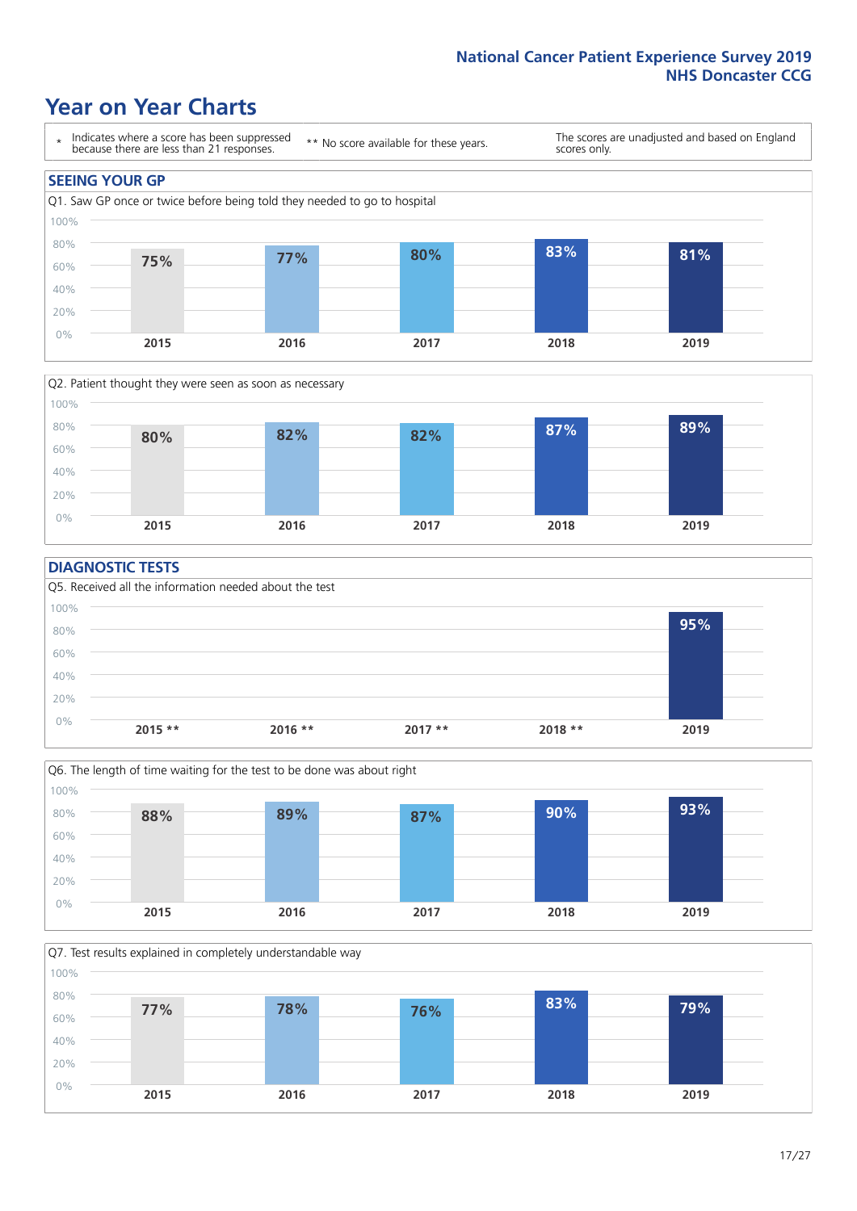# Year on Year Charts

\* Indicates where a score has been suppressed because there are less than 21 responses.

\*\* No score available for these years.

The scores are unadjusted and based on England scores only.

## SEEING YOUR GP

Q1. Saw GP once or twice before being told they needed to go to hospital

| 2015 | 2016 | 2017 | 2018 | 2019 |
|---|---|---|---|---|
| 75% | 77% | 80% | 83% | 81% |

Q2. Patient thought they were seen as soon as necessary

| 2015 | 2016 | 2017 | 2018 | 2019 |
|---|---|---|---|---|
| 80% | 82% | 82% | 87% | 89% |

## DIAGNOSTIC TESTS

Q5. Received all the information needed about the test

| 2015 ** | 2016 ** | 2017 ** | 2018 ** | 2019 |
|---|---|---|---|---|
| | | | | 95% |

Q6. The length of time waiting for the test to be done was about right

| 2015 | 2016 | 2017 | 2018 | 2019 |
|---|---|---|---|---|
| 88% | 89% | 87% | 90% | 93% |

Q7. Test results explained in completely understandable way

| 2015 | 2016 | 2017 | 2018 | 2019 |
|---|---|---|---|---|
| 77% | 78% | 76% | 83% | 79% |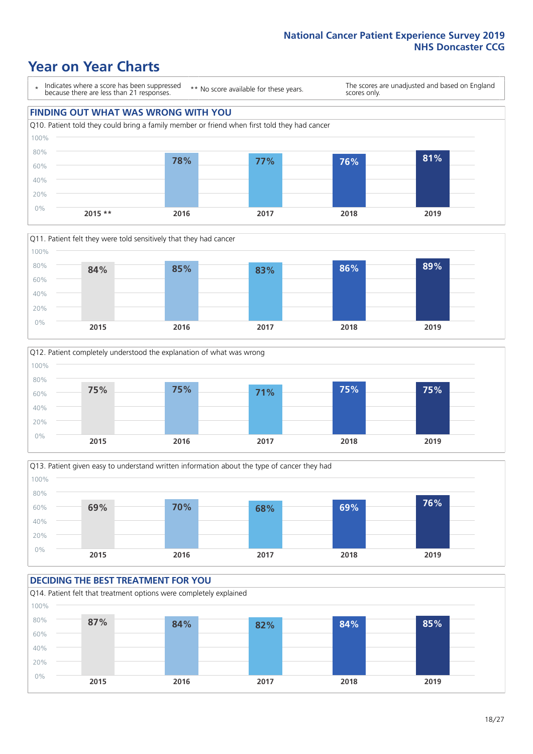# Year on Year Charts

\* Indicates where a score has been suppressed because there are less than 21 responses.

** No score available for these years.

The scores are unadjusted and based on England scores only.

## FINDING OUT WHAT WAS WRONG WITH YOU

Q10. Patient told they could bring a family member or friend when first told they had cancer

| 2015 ** | 2016 | 2017 | 2018 | 2019 |
|---|---|---|---|---|
| | 78% | 77% | 76% | 81% |

Q11. Patient felt they were told sensitively that they had cancer

| 2015 | 2016 | 2017 | 2018 | 2019 |
|---|---|---|---|---|
| 84% | 85% | 83% | 86% | 89% |

Q12. Patient completely understood the explanation of what was wrong

| 2015 | 2016 | 2017 | 2018 | 2019 |
|---|---|---|---|---|
| 75% | 75% | 71% | 75% | 75% |

Q13. Patient given easy to understand written information about the type of cancer they had

| 2015 | 2016 | 2017 | 2018 | 2019 |
|---|---|---|---|---|
| 69% | 70% | 68% | 69% | 76% |

## DECIDING THE BEST TREATMENT FOR YOU

Q14. Patient felt that treatment options were completely explained

| 2015 | 2016 | 2017 | 2018 | 2019 |
|---|---|---|---|---|
| 87% | 84% | 82% | 84% | 85% |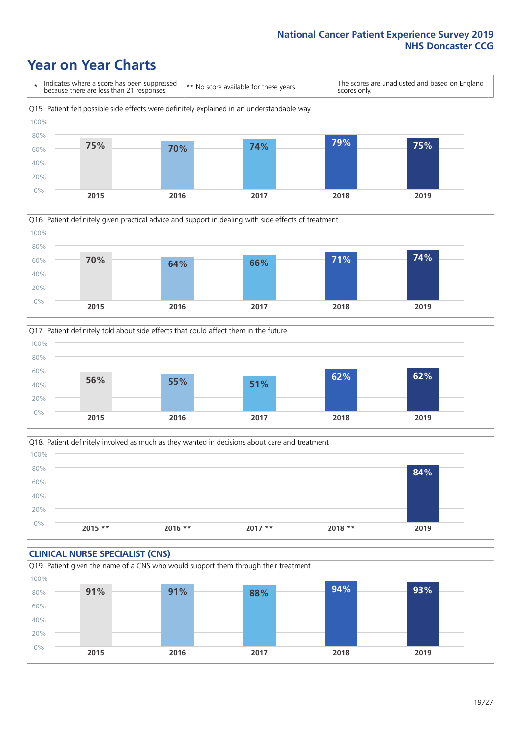# Year on Year Charts

\* Indicates where a score has been suppressed because there are less than 21 responses.

** No score available for these years.

The scores are unadjusted and based on England scores only.

Q15. Patient felt possible side effects were definitely explained in an understandable way

| 2015 | 2016 | 2017 | 2018 | 2019 |
|---|---|---|---|---|
| 75% | 70% | 74% | 79% | 75% |

Q16. Patient definitely given practical advice and support in dealing with side effects of treatment

| 2015 | 2016 | 2017 | 2018 | 2019 |
|---|---|---|---|---|
| 70% | 64% | 66% | 71% | 74% |

Q17. Patient definitely told about side effects that could affect them in the future

| 2015 | 2016 | 2017 | 2018 | 2019 |
|---|---|---|---|---|
| 56% | 55% | 51% | 62% | 62% |

Q18. Patient definitely involved as much as they wanted in decisions about care and treatment

| 2015 ** | 2016 ** | 2017 ** | 2018 ** | 2019 |
|---|---|---|---|---|
| | | | | 84% |

## CLINICAL NURSE SPECIALIST (CNS)

Q19. Patient given the name of a CNS who would support them through their treatment

| 2015 | 2016 | 2017 | 2018 | 2019 |
|---|---|---|---|---|
| 91% | 91% | 88% | 94% | 93% |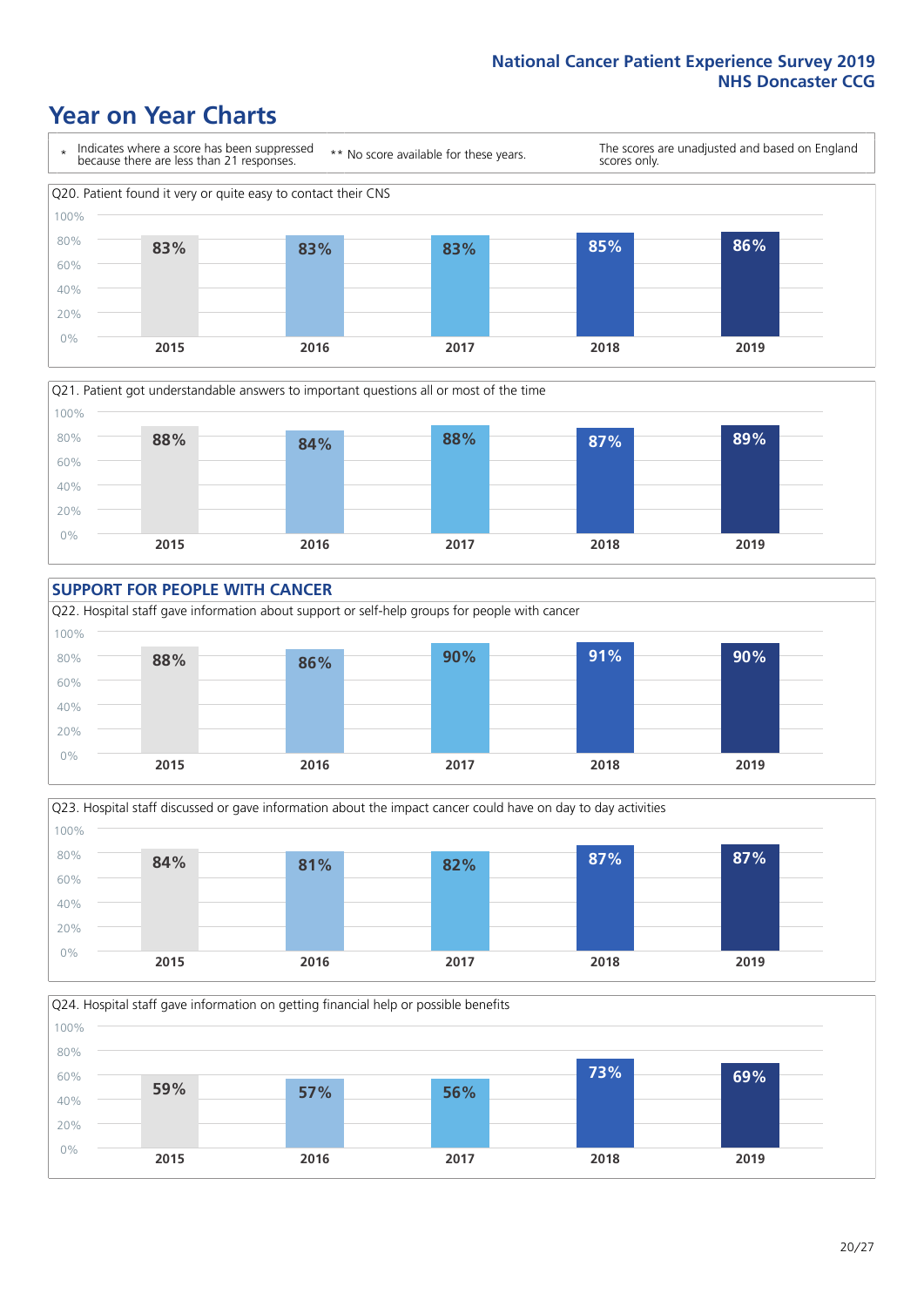# Year on Year Charts

\* Indicates where a score has been suppressed because there are less than 21 responses.

** No score available for these years.

The scores are unadjusted and based on England scores only.

Q20. Patient found it very or quite easy to contact their CNS

| 2015 | 2016 | 2017 | 2018 | 2019 |
|---|---|---|---|---|
| 83% | 83% | 83% | 85% | 86% |

Q21. Patient got understandable answers to important questions all or most of the time

| 2015 | 2016 | 2017 | 2018 | 2019 |
|---|---|---|---|---|
| 88% | 84% | 88% | 87% | 89% |

## SUPPORT FOR PEOPLE WITH CANCER

Q22. Hospital staff gave information about support or self-help groups for people with cancer

| 2015 | 2016 | 2017 | 2018 | 2019 |
|---|---|---|---|---|
| 88% | 86% | 90% | 91% | 90% |

Q23. Hospital staff discussed or gave information about the impact cancer could have on day to day activities

| 2015 | 2016 | 2017 | 2018 | 2019 |
|---|---|---|---|---|
| 84% | 81% | 82% | 87% | 87% |

Q24. Hospital staff gave information on getting financial help or possible benefits

| 2015 | 2016 | 2017 | 2018 | 2019 |
|---|---|---|---|---|
| 59% | 57% | 56% | 73% | 69% |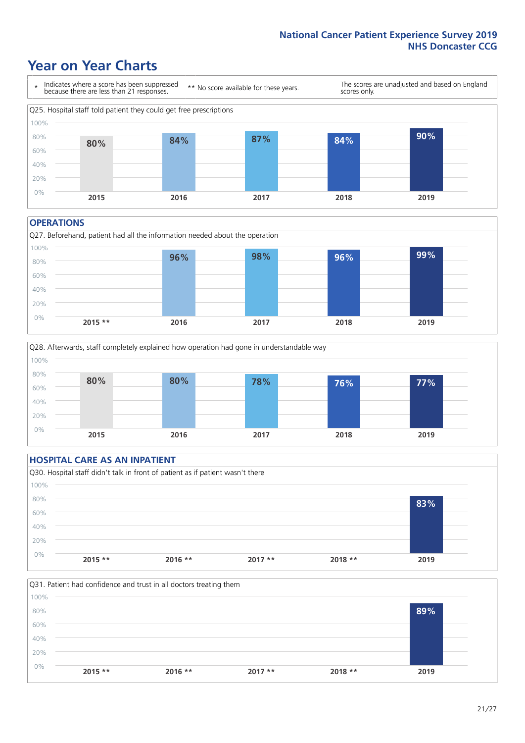# Year on Year Charts

\* Indicates where a score has been suppressed because there are less than 21 responses.

\*\* No score available for these years.

The scores are unadjusted and based on England scores only.

Q25. Hospital staff told patient they could get free prescriptions

| 2015 | 2016 | 2017 | 2018 | 2019 |
|---|---|---|---|---|
| 80% | 84% | 87% | 84% | 90% |

## OPERATIONS

Q27. Beforehand, patient had all the information needed about the operation

| 2015 ** | 2016 | 2017 | 2018 | 2019 |
|---|---|---|---|---|
| | 96% | 98% | 96% | 99% |

Q28. Afterwards, staff completely explained how operation had gone in understandable way

| 2015 | 2016 | 2017 | 2018 | 2019 |
|---|---|---|---|---|
| 80% | 80% | 78% | 76% | 77% |

## HOSPITAL CARE AS AN INPATIENT

Q30. Hospital staff didn't talk in front of patient as if patient wasn't there

| 2015 ** | 2016 ** | 2017 ** | 2018 ** | 2019 |
|---|---|---|---|---|
| | | | | 83% |

Q31. Patient had confidence and trust in all doctors treating them

| 2015 ** | 2016 ** | 2017 ** | 2018 ** | 2019 |
|---|---|---|---|---|
| | | | | 89% |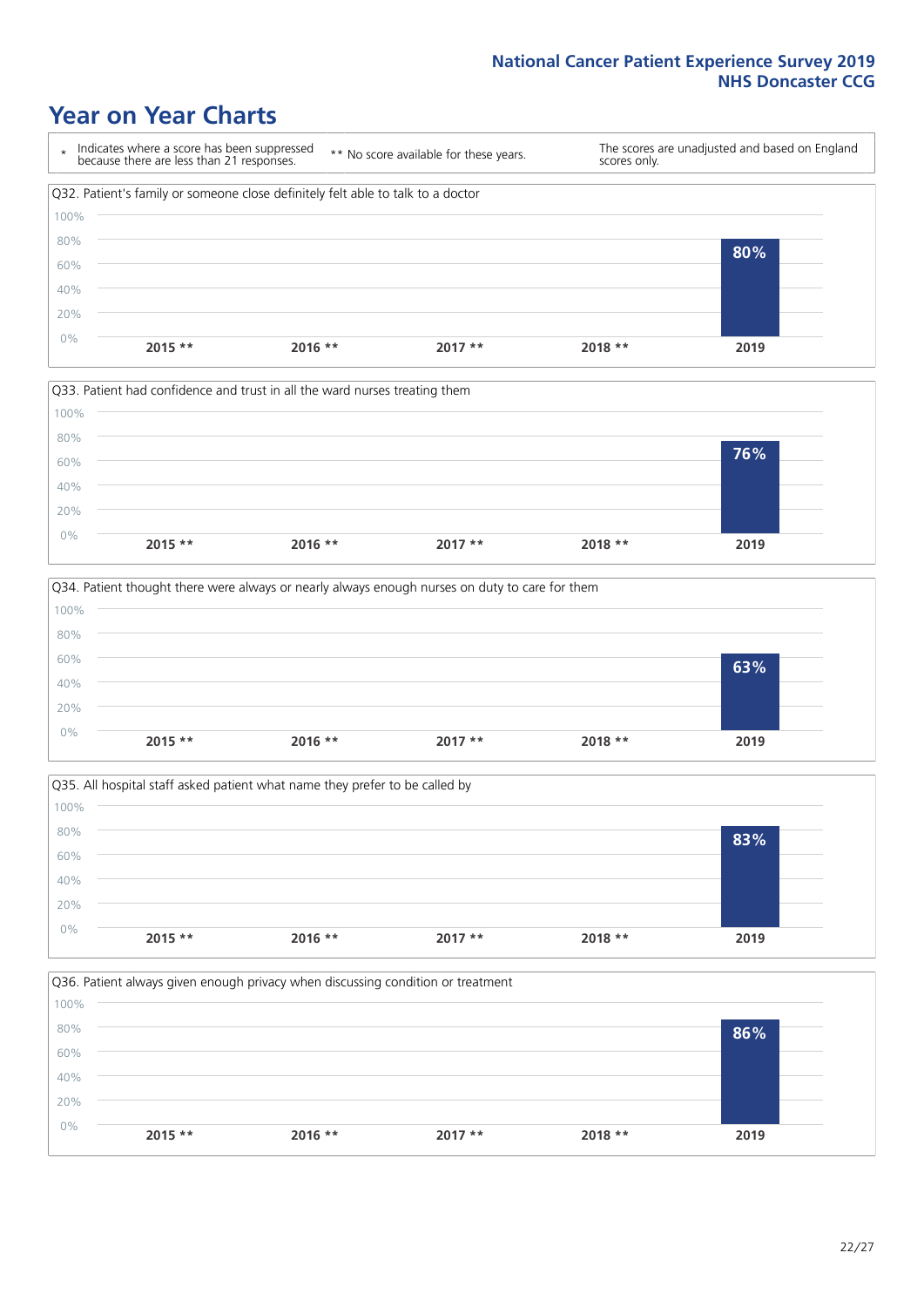# Year on Year Charts

\* Indicates where a score has been suppressed because there are less than 21 responses.

** No score available for these years.

The scores are unadjusted and based on England scores only.

Q32. Patient's family or someone close definitely felt able to talk to a doctor

| 2015 ** | 2016 ** | 2017 ** | 2018 ** | 2019 |
|---|---|---|---|---|
| | | | | 80% |

Q33. Patient had confidence and trust in all the ward nurses treating them

| 2015 ** | 2016 ** | 2017 ** | 2018 ** | 2019 |
|---|---|---|---|---|
| | | | | 76% |

Q34. Patient thought there were always or nearly always enough nurses on duty to care for them

| 2015 ** | 2016 ** | 2017 ** | 2018 ** | 2019 |
|---|---|---|---|---|
| | | | | 63% |

Q35. All hospital staff asked patient what name they prefer to be called by

| 2015 ** | 2016 ** | 2017 ** | 2018 ** | 2019 |
|---|---|---|---|---|
| | | | | 83% |

Q36. Patient always given enough privacy when discussing condition or treatment

| 2015 ** | 2016 ** | 2017 ** | 2018 ** | 2019 |
|---|---|---|---|---|
| | | | | 86% |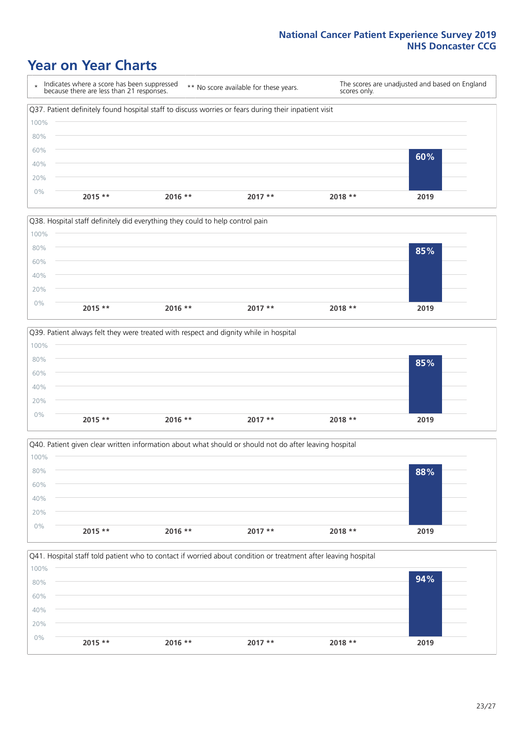# Year on Year Charts

\* Indicates where a score has been suppressed because there are less than 21 responses.

** No score available for these years.

The scores are unadjusted and based on England scores only.

### Q37. Patient definitely found hospital staff to discuss worries or fears during their inpatient visit

| 2015 ** | 2016 ** | 2017 ** | 2018 ** | 2019 |
|---|---|---|---|---|
| | | | | 60% |

### Q38. Hospital staff definitely did everything they could to help control pain

| 2015 ** | 2016 ** | 2017 ** | 2018 ** | 2019 |
|---|---|---|---|---|
| | | | | 85% |

### Q39. Patient always felt they were treated with respect and dignity while in hospital

| 2015 ** | 2016 ** | 2017 ** | 2018 ** | 2019 |
|---|---|---|---|---|
| | | | | 85% |

### Q40. Patient given clear written information about what should or should not do after leaving hospital

| 2015 ** | 2016 ** | 2017 ** | 2018 ** | 2019 |
|---|---|---|---|---|
| | | | | 88% |

### Q41. Hospital staff told patient who to contact if worried about condition or treatment after leaving hospital

| 2015 ** | 2016 ** | 2017 ** | 2018 ** | 2019 |
|---|---|---|---|---|
| | | | | 94% |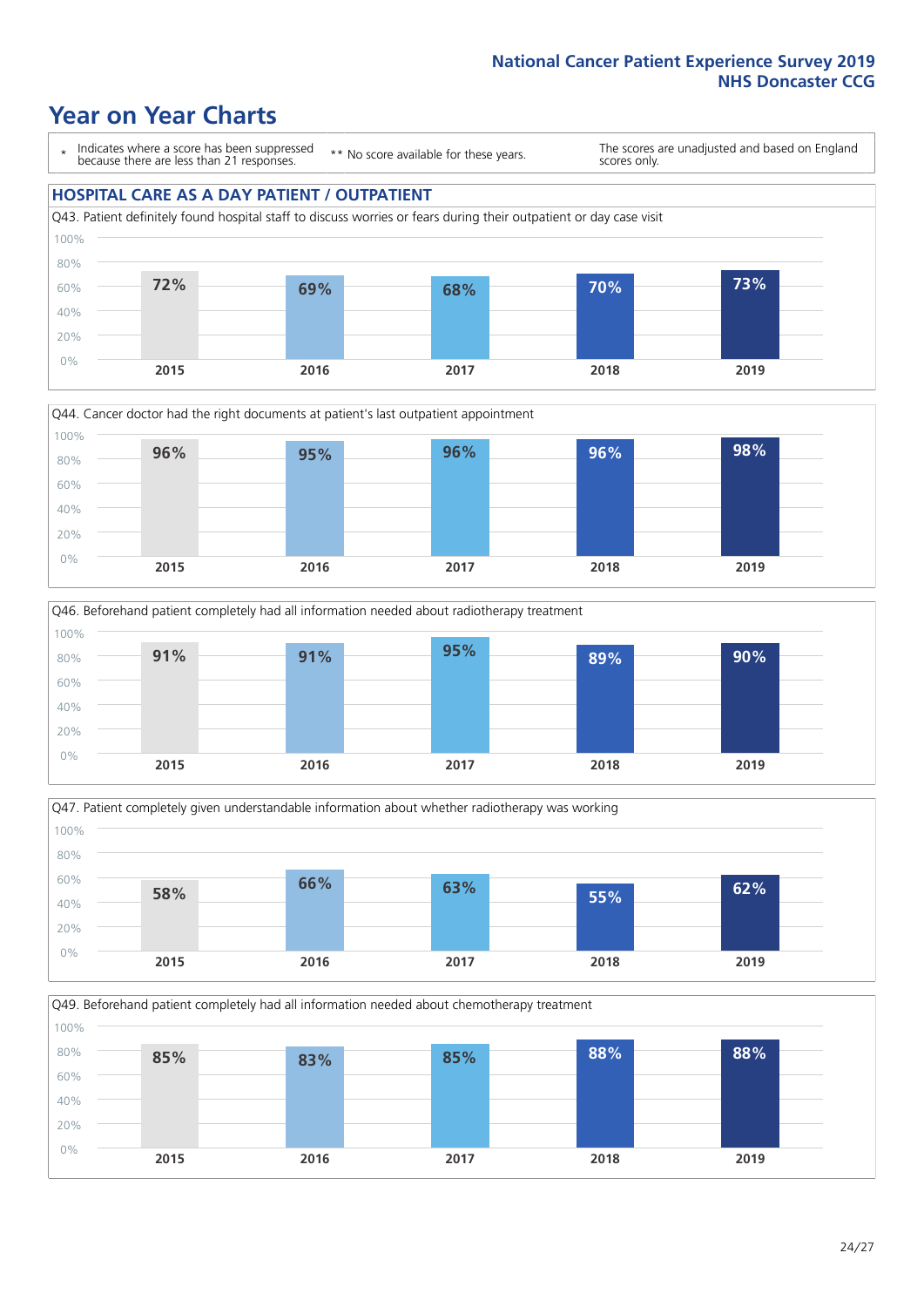# Year on Year Charts

\* Indicates where a score has been suppressed because there are less than 21 responses.

\*\* No score available for these years.

The scores are unadjusted and based on England scores only.

## HOSPITAL CARE AS A DAY PATIENT / OUTPATIENT

Q43. Patient definitely found hospital staff to discuss worries or fears during their outpatient or day case visit

| 2015 | 2016 | 2017 | 2018 | 2019 |
|---|---|---|---|---|
| 72% | 69% | 68% | 70% | 73% |

Q44. Cancer doctor had the right documents at patient's last outpatient appointment

| 2015 | 2016 | 2017 | 2018 | 2019 |
|---|---|---|---|---|
| 96% | 95% | 96% | 96% | 98% |

Q46. Beforehand patient completely had all information needed about radiotherapy treatment

| 2015 | 2016 | 2017 | 2018 | 2019 |
|---|---|---|---|---|
| 91% | 91% | 95% | 89% | 90% |

Q47. Patient completely given understandable information about whether radiotherapy was working

| 2015 | 2016 | 2017 | 2018 | 2019 |
|---|---|---|---|---|
| 58% | 66% | 63% | 55% | 62% |

Q49. Beforehand patient completely had all information needed about chemotherapy treatment

| 2015 | 2016 | 2017 | 2018 | 2019 |
|---|---|---|---|---|
| 85% | 83% | 85% | 88% | 88% |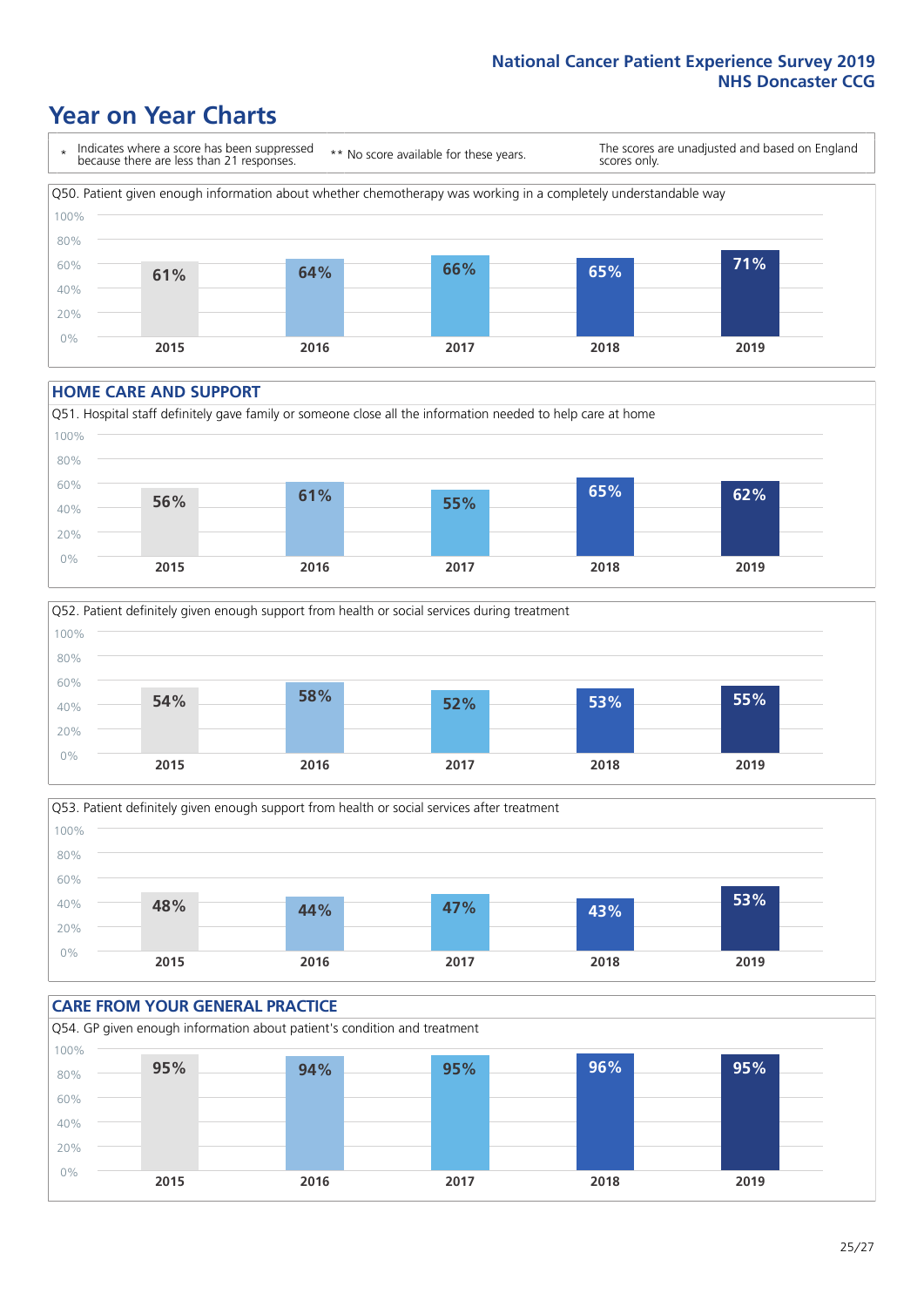# Year on Year Charts

\* Indicates where a score has been suppressed because there are less than 21 responses.

** No score available for these years.

The scores are unadjusted and based on England scores only.

Q50. Patient given enough information about whether chemotherapy was working in a completely understandable way

| 2015 | 2016 | 2017 | 2018 | 2019 |
|---|---|---|---|---|
| 61% | 64% | 66% | 65% | 71% |

## HOME CARE AND SUPPORT

Q51. Hospital staff definitely gave family or someone close all the information needed to help care at home

| 2015 | 2016 | 2017 | 2018 | 2019 |
|---|---|---|---|---|
| 56% | 61% | 55% | 65% | 62% |

Q52. Patient definitely given enough support from health or social services during treatment

| 2015 | 2016 | 2017 | 2018 | 2019 |
|---|---|---|---|---|
| 54% | 58% | 52% | 53% | 55% |

Q53. Patient definitely given enough support from health or social services after treatment

| 2015 | 2016 | 2017 | 2018 | 2019 |
|---|---|---|---|---|
| 48% | 44% | 47% | 43% | 53% |

## CARE FROM YOUR GENERAL PRACTICE

Q54. GP given enough information about patient's condition and treatment

| 2015 | 2016 | 2017 | 2018 | 2019 |
|---|---|---|---|---|
| 95% | 94% | 95% | 96% | 95% |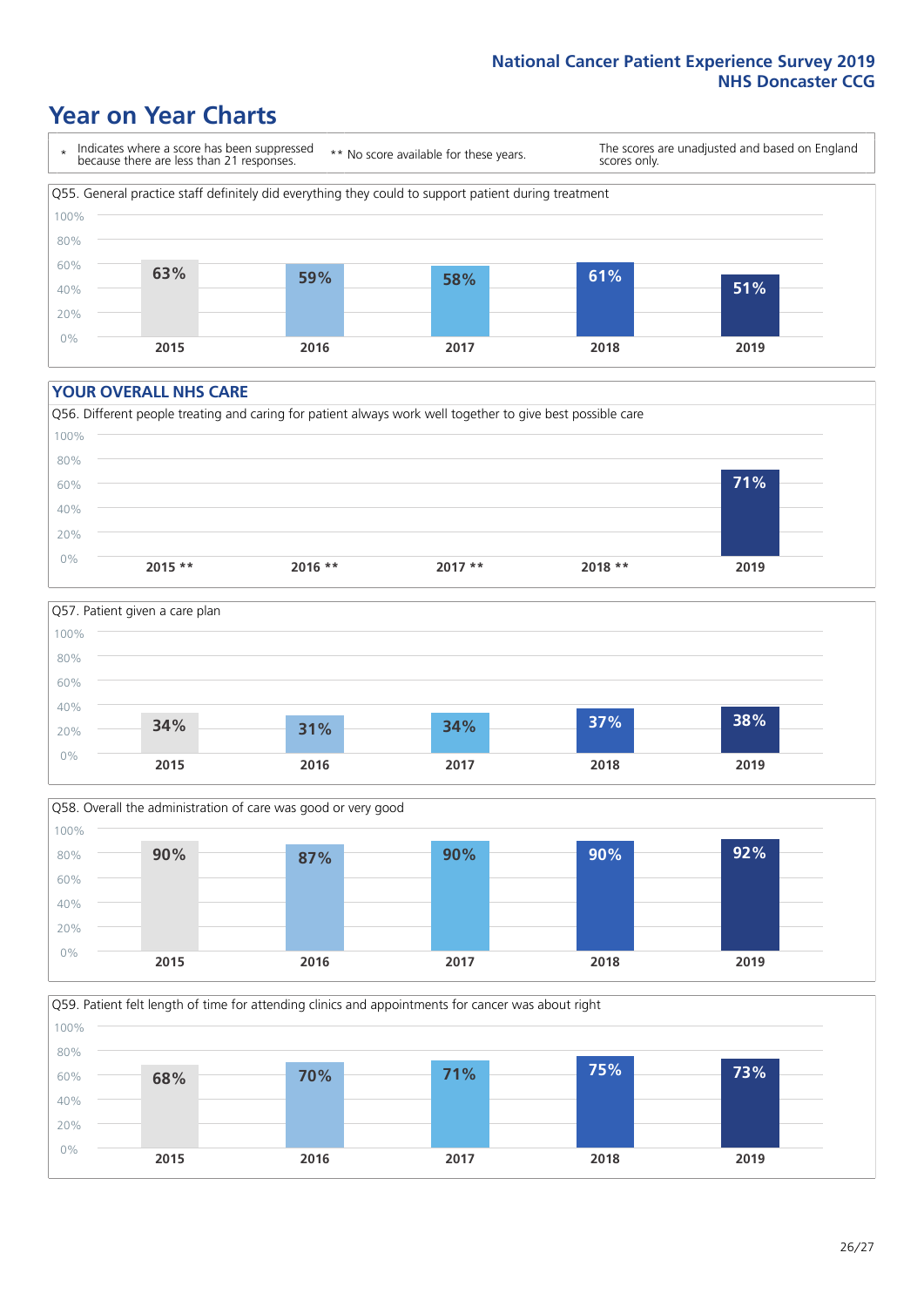# Year on Year Charts

\* Indicates where a score has been suppressed because there are less than 21 responses.

** No score available for these years.

The scores are unadjusted and based on England scores only.

Q55. General practice staff definitely did everything they could to support patient during treatment

| 2015 | 2016 | 2017 | 2018 | 2019 |
|---|---|---|---|---|
| 63% | 59% | 58% | 61% | 51% |

## YOUR OVERALL NHS CARE

Q56. Different people treating and caring for patient always work well together to give best possible care

| 2015 ** | 2016 ** | 2017 ** | 2018 ** | 2019 |
|---|---|---|---|---|
| | | | | 71% |

Q57. Patient given a care plan

| 2015 | 2016 | 2017 | 2018 | 2019 |
|---|---|---|---|---|
| 34% | 31% | 34% | 37% | 38% |

Q58. Overall the administration of care was good or very good

| 2015 | 2016 | 2017 | 2018 | 2019 |
|---|---|---|---|---|
| 90% | 87% | 90% | 90% | 92% |

Q59. Patient felt length of time for attending clinics and appointments for cancer was about right

| 2015 | 2016 | 2017 | 2018 | 2019 |
|---|---|---|---|---|
| 68% | 70% | 71% | 75% | 73% |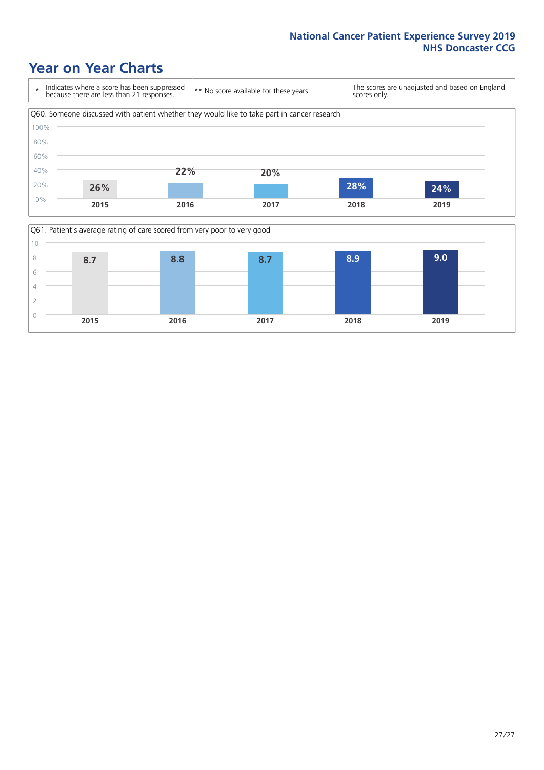# Year on Year Charts

\* Indicates where a score has been suppressed because there are less than 21 responses.

\*\* No score available for these years.

The scores are unadjusted and based on England scores only.

Q60. Someone discussed with patient whether they would like to take part in cancer research

100%
80%
60%
40%
20%
0%

26% 2015
22% 2016
20% 2017
28% 2018
24% 2019

Q61. Patient's average rating of care scored from very poor to very good

10
8
6
4
2
0

8.7 2015
8.8 2016
8.7 2017
8.9 2018
9.0 2019